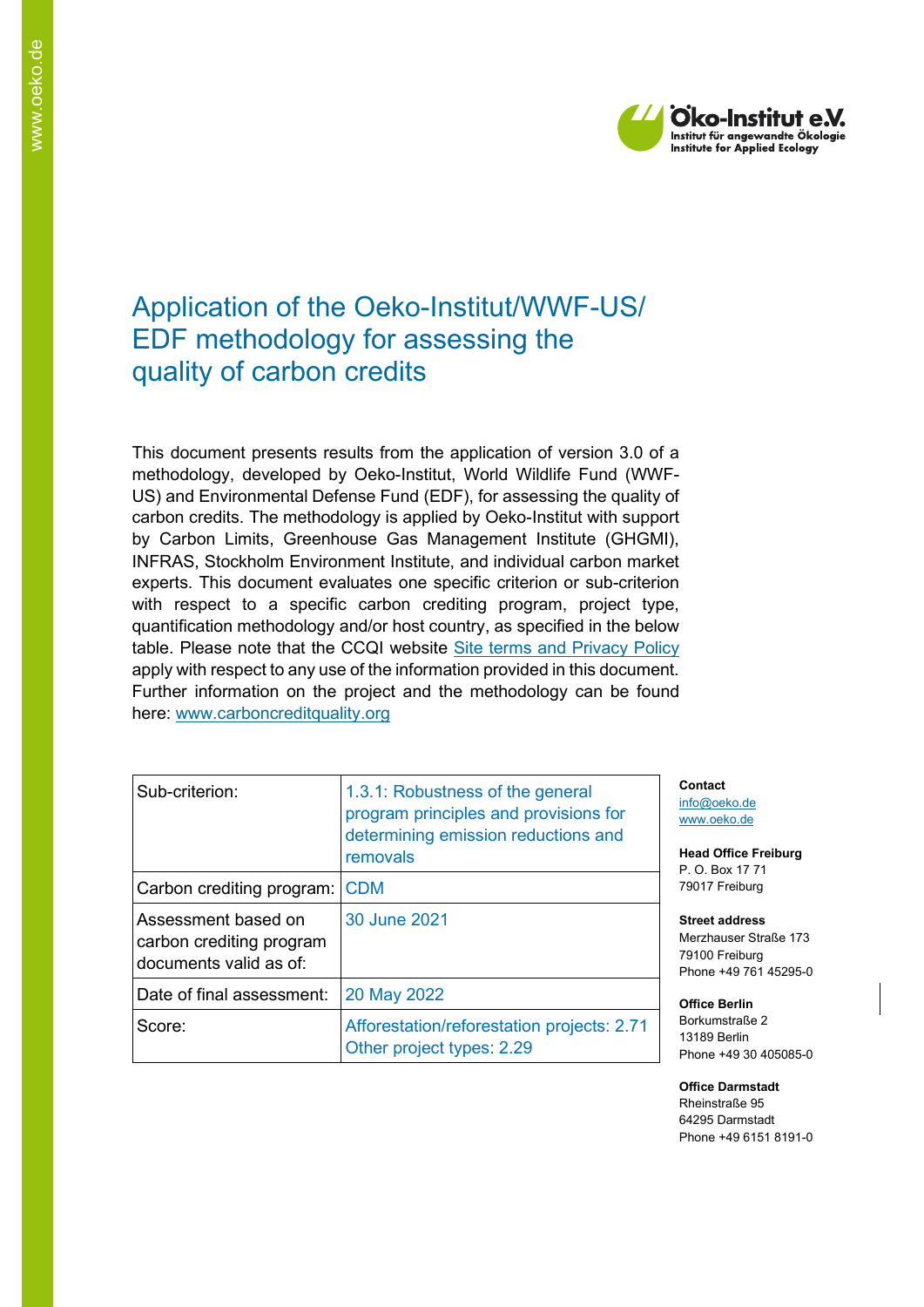Öko-Institut e.V.
Institut für angewandte Ökologie
Institute for Applied Ecology

# Application of the Oeko-Institut/WWF-US/ EDF methodology for assessing the quality of carbon credits

This document presents results from the application of version 3.0 of a methodology, developed by Oeko-Institut, World Wildlife Fund (WWF-US) and Environmental Defense Fund (EDF), for assessing the quality of carbon credits. The methodology is applied by Oeko-Institut with support by Carbon Limits, Greenhouse Gas Management Institute (GHGMI), INFRAS, Stockholm Environment Institute, and individual carbon market experts. This document evaluates one specific criterion or sub-criterion with respect to a specific carbon crediting program, project type, quantification methodology and/or host country, as specified in the below table. Please note that the CCQI website [Site terms and Privacy Policy] apply with respect to any use of the information provided in this document. Further information on the project and the methodology can be found here: [www.carboncreditquality.org]

| | |
|---|---|
| Sub-criterion: | 1.3.1: Robustness of the general program principles and provisions for determining emission reductions and removals |
| Carbon crediting program: | CDM |
| Assessment based on carbon crediting program documents valid as of: | 30 June 2021 |
| Date of final assessment: | 20 May 2022 |
| Score: | Afforestation/reforestation projects: 2.71<br>Other project types: 2.29 |

**Contact**
info@oeko.de
www.oeko.de

**Head Office Freiburg**
P. O. Box 17 71
79017 Freiburg

**Street address**
Merzhauser Straße 173
79100 Freiburg
Phone +49 761 45295-0

**Office Berlin**
Borkumstraße 2
13189 Berlin
Phone +49 30 405085-0

**Office Darmstadt**
Rheinstraße 95
64295 Darmstadt
Phone +49 6151 8191-0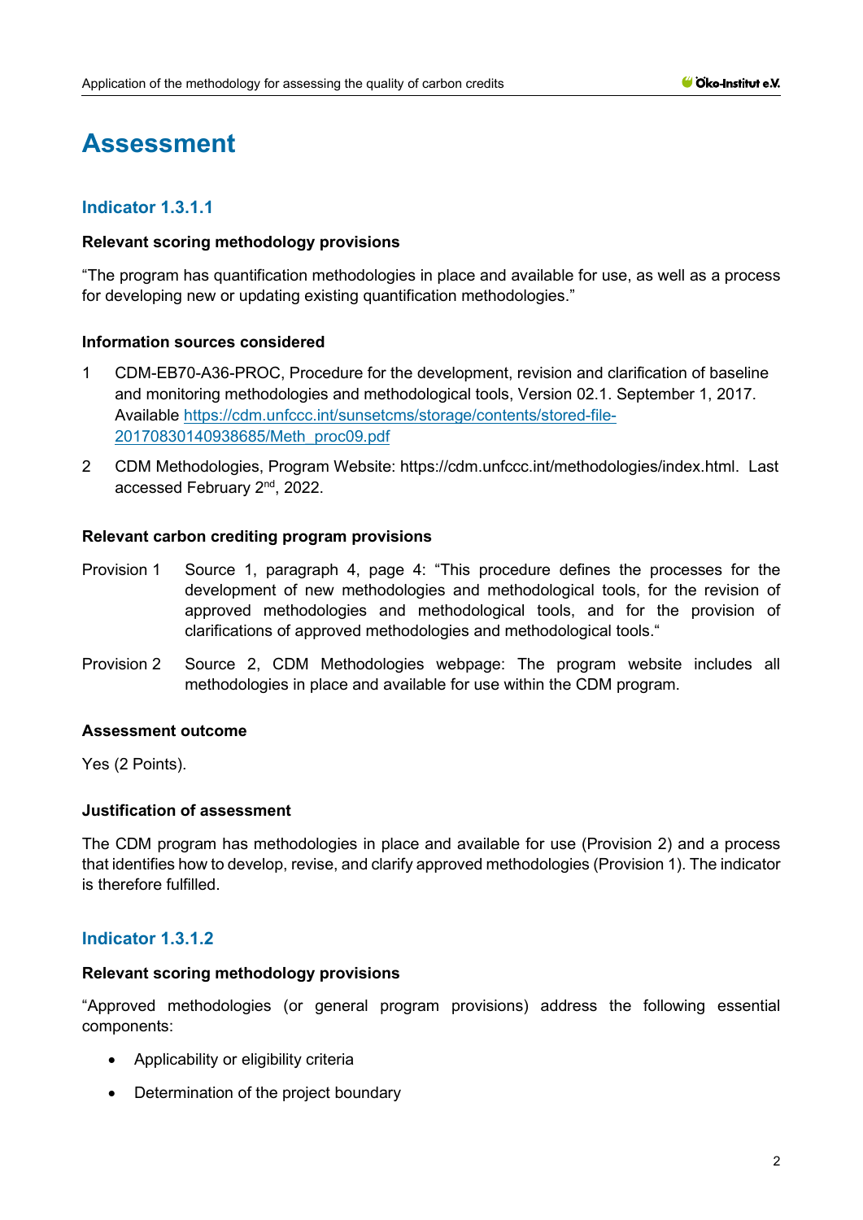# Assessment

## Indicator 1.3.1.1

**Relevant scoring methodology provisions**

"The program has quantification methodologies in place and available for use, as well as a process for developing new or updating existing quantification methodologies."

**Information sources considered**

1. CDM-EB70-A36-PROC, Procedure for the development, revision and clarification of baseline and monitoring methodologies and methodological tools, Version 02.1. September 1, 2017. Available https://cdm.unfccc.int/sunsetcms/storage/contents/stored-file-20170830140938685/Meth_proc09.pdf
2. CDM Methodologies, Program Website: https://cdm.unfccc.int/methodologies/index.html. Last accessed February 2nd, 2022.

**Relevant carbon crediting program provisions**

Provision 1 Source 1, paragraph 4, page 4: "This procedure defines the processes for the development of new methodologies and methodological tools, for the revision of approved methodologies and methodological tools, and for the provision of clarifications of approved methodologies and methodological tools."

Provision 2 Source 2, CDM Methodologies webpage: The program website includes all methodologies in place and available for use within the CDM program.

**Assessment outcome**

Yes (2 Points).

**Justification of assessment**

The CDM program has methodologies in place and available for use (Provision 2) and a process that identifies how to develop, revise, and clarify approved methodologies (Provision 1). The indicator is therefore fulfilled.

## Indicator 1.3.1.2

**Relevant scoring methodology provisions**

"Approved methodologies (or general program provisions) address the following essential components:

- Applicability or eligibility criteria
- Determination of the project boundary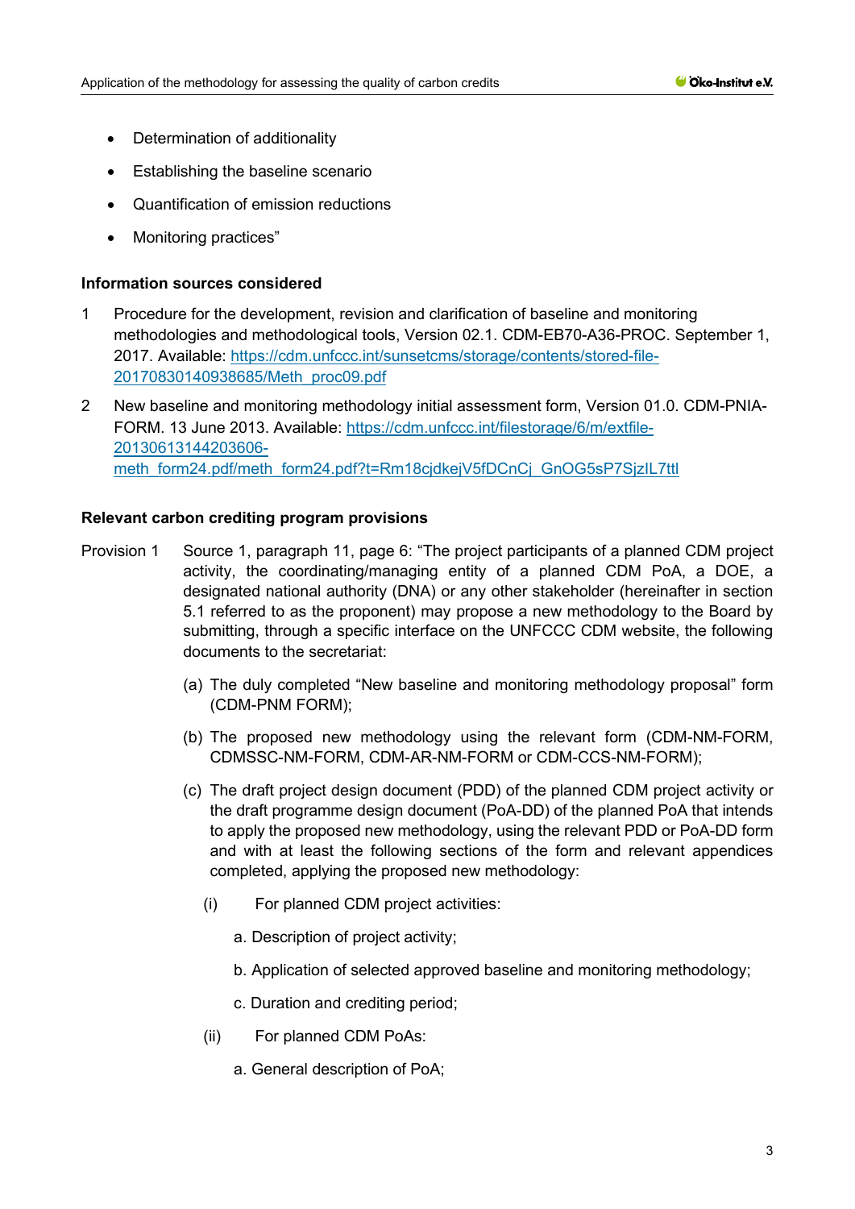- Determination of additionality
- Establishing the baseline scenario
- Quantification of emission reductions
- Monitoring practices"

**Information sources considered**

1. Procedure for the development, revision and clarification of baseline and monitoring methodologies and methodological tools, Version 02.1. CDM-EB70-A36-PROC. September 1, 2017. Available: https://cdm.unfccc.int/sunsetcms/storage/contents/stored-file-20170830140938685/Meth_proc09.pdf

2. New baseline and monitoring methodology initial assessment form, Version 01.0. CDM-PNIA-FORM. 13 June 2013. Available: https://cdm.unfccc.int/filestorage/6/m/extfile-20130613144203606-meth_form24.pdf/meth_form24.pdf?t=Rm18cjdkejV5fDCnCj_GnOG5sP7SjzIL7ttl

**Relevant carbon crediting program provisions**

Provision 1 Source 1, paragraph 11, page 6: "The project participants of a planned CDM project activity, the coordinating/managing entity of a planned CDM PoA, a DOE, a designated national authority (DNA) or any other stakeholder (hereinafter in section 5.1 referred to as the proponent) may propose a new methodology to the Board by submitting, through a specific interface on the UNFCCC CDM website, the following documents to the secretariat:

(a) The duly completed "New baseline and monitoring methodology proposal" form (CDM-PNM FORM);

(b) The proposed new methodology using the relevant form (CDM-NM-FORM, CDMSSC-NM-FORM, CDM-AR-NM-FORM or CDM-CCS-NM-FORM);

(c) The draft project design document (PDD) of the planned CDM project activity or the draft programme design document (PoA-DD) of the planned PoA that intends to apply the proposed new methodology, using the relevant PDD or PoA-DD form and with at least the following sections of the form and relevant appendices completed, applying the proposed new methodology:

(i) For planned CDM project activities:

a. Description of project activity;

b. Application of selected approved baseline and monitoring methodology;

c. Duration and crediting period;

(ii) For planned CDM PoAs:

a. General description of PoA;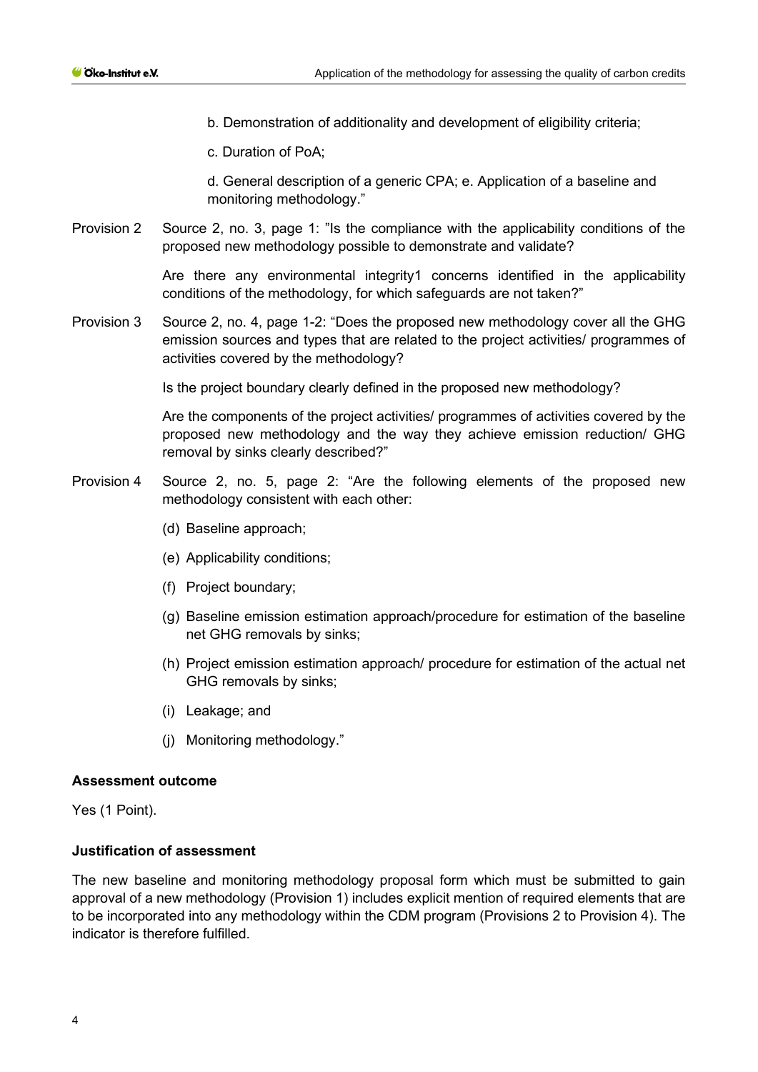b. Demonstration of additionality and development of eligibility criteria;

c. Duration of PoA;

d. General description of a generic CPA; e. Application of a baseline and monitoring methodology."

Provision 2 Source 2, no. 3, page 1: "Is the compliance with the applicability conditions of the proposed new methodology possible to demonstrate and validate?

Are there any environmental integrity[1] concerns identified in the applicability conditions of the methodology, for which safeguards are not taken?"

Provision 3 Source 2, no. 4, page 1-2: "Does the proposed new methodology cover all the GHG emission sources and types that are related to the project activities/ programmes of activities covered by the methodology?

Is the project boundary clearly defined in the proposed new methodology?

Are the components of the project activities/ programmes of activities covered by the proposed new methodology and the way they achieve emission reduction/ GHG removal by sinks clearly described?"

Provision 4 Source 2, no. 5, page 2: "Are the following elements of the proposed new methodology consistent with each other:

(d) Baseline approach;

(e) Applicability conditions;

(f) Project boundary;

(g) Baseline emission estimation approach/procedure for estimation of the baseline net GHG removals by sinks;

(h) Project emission estimation approach/ procedure for estimation of the actual net GHG removals by sinks;

(i) Leakage; and

(j) Monitoring methodology."

**Assessment outcome**

Yes (1 Point).

**Justification of assessment**

The new baseline and monitoring methodology proposal form which must be submitted to gain approval of a new methodology (Provision 1) includes explicit mention of required elements that are to be incorporated into any methodology within the CDM program (Provisions 2 to Provision 4). The indicator is therefore fulfilled.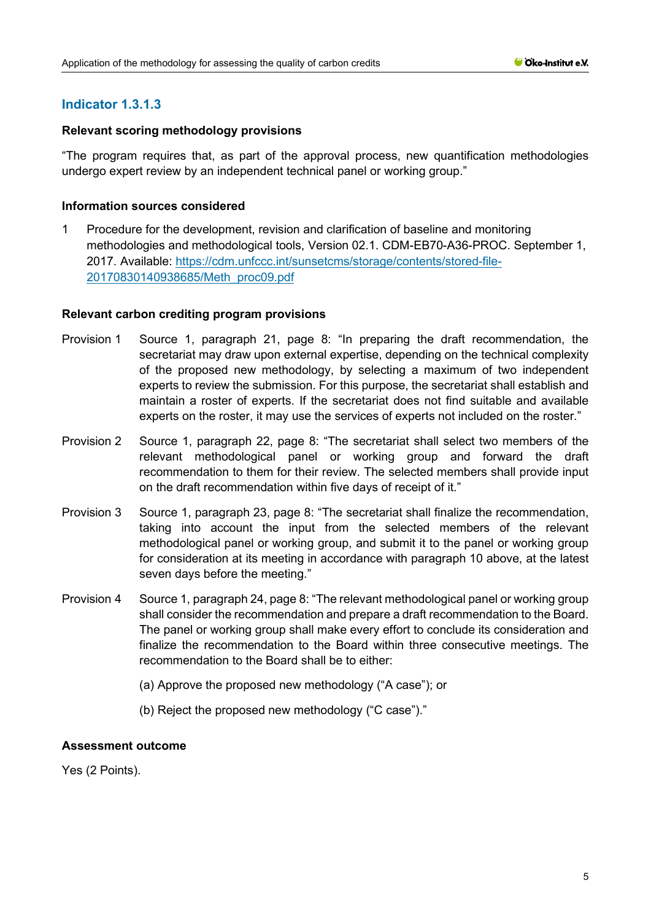## Indicator 1.3.1.3

**Relevant scoring methodology provisions**

"The program requires that, as part of the approval process, new quantification methodologies undergo expert review by an independent technical panel or working group."

**Information sources considered**

1 Procedure for the development, revision and clarification of baseline and monitoring methodologies and methodological tools, Version 02.1. CDM-EB70-A36-PROC. September 1, 2017. Available: [https://cdm.unfccc.int/sunsetcms/storage/contents/stored-file-20170830140938685/Meth_proc09.pdf](https://cdm.unfccc.int/sunsetcms/storage/contents/stored-file-20170830140938685/Meth_proc09.pdf)

**Relevant carbon crediting program provisions**

Provision 1 Source 1, paragraph 21, page 8: "In preparing the draft recommendation, the secretariat may draw upon external expertise, depending on the technical complexity of the proposed new methodology, by selecting a maximum of two independent experts to review the submission. For this purpose, the secretariat shall establish and maintain a roster of experts. If the secretariat does not find suitable and available experts on the roster, it may use the services of experts not included on the roster."

Provision 2 Source 1, paragraph 22, page 8: "The secretariat shall select two members of the relevant methodological panel or working group and forward the draft recommendation to them for their review. The selected members shall provide input on the draft recommendation within five days of receipt of it."

Provision 3 Source 1, paragraph 23, page 8: "The secretariat shall finalize the recommendation, taking into account the input from the selected members of the relevant methodological panel or working group, and submit it to the panel or working group for consideration at its meeting in accordance with paragraph 10 above, at the latest seven days before the meeting."

Provision 4 Source 1, paragraph 24, page 8: "The relevant methodological panel or working group shall consider the recommendation and prepare a draft recommendation to the Board. The panel or working group shall make every effort to conclude its consideration and finalize the recommendation to the Board within three consecutive meetings. The recommendation to the Board shall be to either:

(a) Approve the proposed new methodology ("A case"); or

(b) Reject the proposed new methodology ("C case")."

**Assessment outcome**

Yes (2 Points).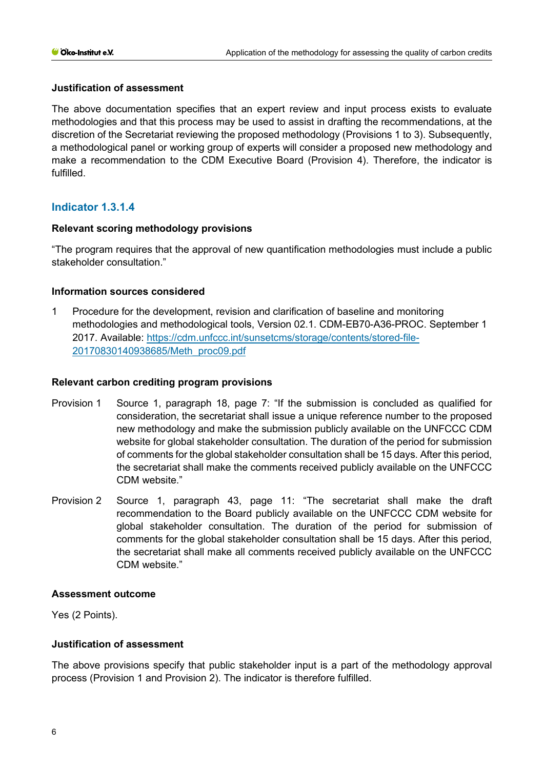#### Justification of assessment

The above documentation specifies that an expert review and input process exists to evaluate methodologies and that this process may be used to assist in drafting the recommendations, at the discretion of the Secretariat reviewing the proposed methodology (Provisions 1 to 3). Subsequently, a methodological panel or working group of experts will consider a proposed new methodology and make a recommendation to the CDM Executive Board (Provision 4). Therefore, the indicator is fulfilled.

### Indicator 1.3.1.4

#### Relevant scoring methodology provisions

"The program requires that the approval of new quantification methodologies must include a public stakeholder consultation."

#### Information sources considered

1 Procedure for the development, revision and clarification of baseline and monitoring methodologies and methodological tools, Version 02.1. CDM-EB70-A36-PROC. September 1 2017. Available: [https://cdm.unfccc.int/sunsetcms/storage/contents/stored-file-20170830140938685/Meth_proc09.pdf](https://cdm.unfccc.int/sunsetcms/storage/contents/stored-file-20170830140938685/Meth_proc09.pdf)

#### Relevant carbon crediting program provisions

Provision 1 Source 1, paragraph 18, page 7: "If the submission is concluded as qualified for consideration, the secretariat shall issue a unique reference number to the proposed new methodology and make the submission publicly available on the UNFCCC CDM website for global stakeholder consultation. The duration of the period for submission of comments for the global stakeholder consultation shall be 15 days. After this period, the secretariat shall make the comments received publicly available on the UNFCCC CDM website."

Provision 2 Source 1, paragraph 43, page 11: "The secretariat shall make the draft recommendation to the Board publicly available on the UNFCCC CDM website for global stakeholder consultation. The duration of the period for submission of comments for the global stakeholder consultation shall be 15 days. After this period, the secretariat shall make all comments received publicly available on the UNFCCC CDM website."

#### Assessment outcome

Yes (2 Points).

#### Justification of assessment

The above provisions specify that public stakeholder input is a part of the methodology approval process (Provision 1 and Provision 2). The indicator is therefore fulfilled.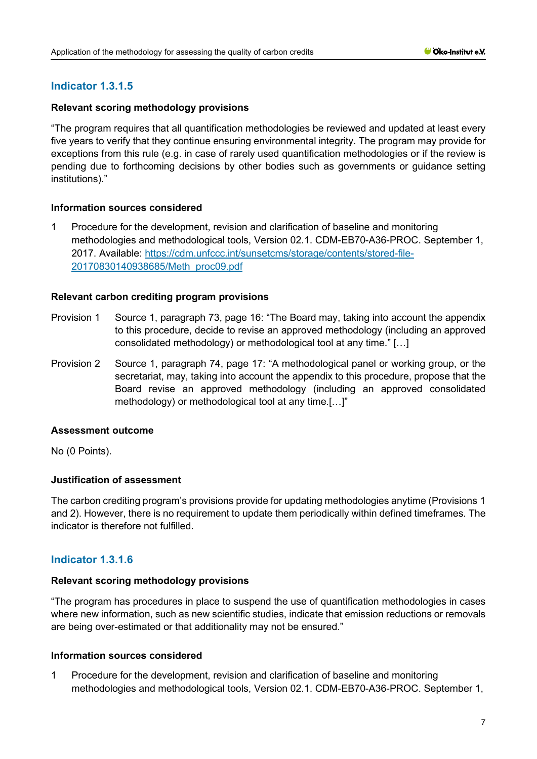## Indicator 1.3.1.5

**Relevant scoring methodology provisions**

"The program requires that all quantification methodologies be reviewed and updated at least every five years to verify that they continue ensuring environmental integrity. The program may provide for exceptions from this rule (e.g. in case of rarely used quantification methodologies or if the review is pending due to forthcoming decisions by other bodies such as governments or guidance setting institutions)."

**Information sources considered**

1 Procedure for the development, revision and clarification of baseline and monitoring methodologies and methodological tools, Version 02.1. CDM-EB70-A36-PROC. September 1, 2017. Available: [https://cdm.unfccc.int/sunsetcms/storage/contents/stored-file-20170830140938685/Meth_proc09.pdf](https://cdm.unfccc.int/sunsetcms/storage/contents/stored-file-20170830140938685/Meth_proc09.pdf)

**Relevant carbon crediting program provisions**

Provision 1 Source 1, paragraph 73, page 16: "The Board may, taking into account the appendix to this procedure, decide to revise an approved methodology (including an approved consolidated methodology) or methodological tool at any time." […]

Provision 2 Source 1, paragraph 74, page 17: "A methodological panel or working group, or the secretariat, may, taking into account the appendix to this procedure, propose that the Board revise an approved methodology (including an approved consolidated methodology) or methodological tool at any time.[…]"

**Assessment outcome**

No (0 Points).

**Justification of assessment**

The carbon crediting program's provisions provide for updating methodologies anytime (Provisions 1 and 2). However, there is no requirement to update them periodically within defined timeframes. The indicator is therefore not fulfilled.

## Indicator 1.3.1.6

**Relevant scoring methodology provisions**

"The program has procedures in place to suspend the use of quantification methodologies in cases where new information, such as new scientific studies, indicate that emission reductions or removals are being over-estimated or that additionality may not be ensured."

**Information sources considered**

1 Procedure for the development, revision and clarification of baseline and monitoring methodologies and methodological tools, Version 02.1. CDM-EB70-A36-PROC. September 1,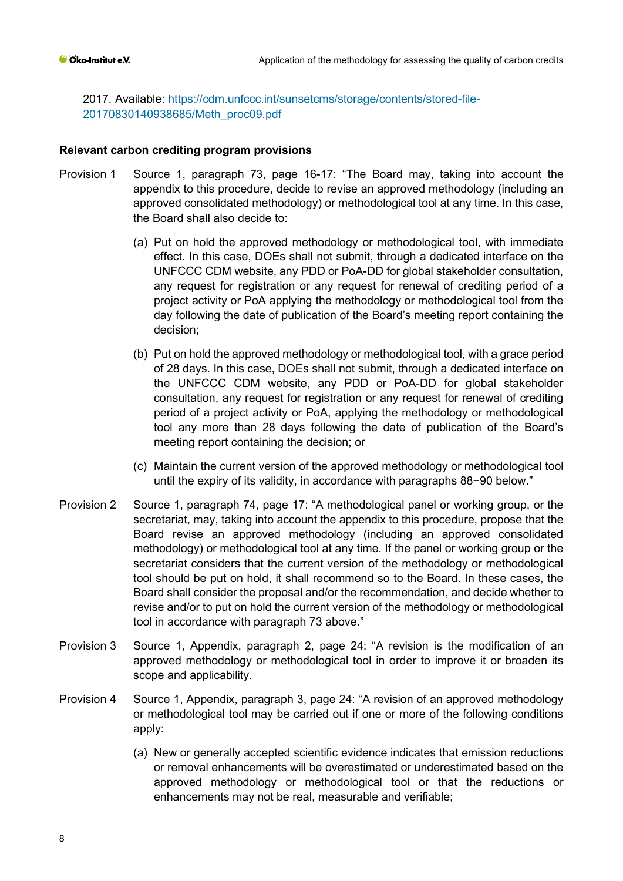2017. Available: https://cdm.unfccc.int/sunsetcms/storage/contents/stored-file-20170830140938685/Meth_proc09.pdf

**Relevant carbon crediting program provisions**

Provision 1 Source 1, paragraph 73, page 16-17: "The Board may, taking into account the appendix to this procedure, decide to revise an approved methodology (including an approved consolidated methodology) or methodological tool at any time. In this case, the Board shall also decide to:

(a) Put on hold the approved methodology or methodological tool, with immediate effect. In this case, DOEs shall not submit, through a dedicated interface on the UNFCCC CDM website, any PDD or PoA-DD for global stakeholder consultation, any request for registration or any request for renewal of crediting period of a project activity or PoA applying the methodology or methodological tool from the day following the date of publication of the Board's meeting report containing the decision;

(b) Put on hold the approved methodology or methodological tool, with a grace period of 28 days. In this case, DOEs shall not submit, through a dedicated interface on the UNFCCC CDM website, any PDD or PoA-DD for global stakeholder consultation, any request for registration or any request for renewal of crediting period of a project activity or PoA, applying the methodology or methodological tool any more than 28 days following the date of publication of the Board's meeting report containing the decision; or

(c) Maintain the current version of the approved methodology or methodological tool until the expiry of its validity, in accordance with paragraphs 88−90 below."

Provision 2 Source 1, paragraph 74, page 17: "A methodological panel or working group, or the secretariat, may, taking into account the appendix to this procedure, propose that the Board revise an approved methodology (including an approved consolidated methodology) or methodological tool at any time. If the panel or working group or the secretariat considers that the current version of the methodology or methodological tool should be put on hold, it shall recommend so to the Board. In these cases, the Board shall consider the proposal and/or the recommendation, and decide whether to revise and/or to put on hold the current version of the methodology or methodological tool in accordance with paragraph 73 above."

Provision 3 Source 1, Appendix, paragraph 2, page 24: "A revision is the modification of an approved methodology or methodological tool in order to improve it or broaden its scope and applicability.

Provision 4 Source 1, Appendix, paragraph 3, page 24: "A revision of an approved methodology or methodological tool may be carried out if one or more of the following conditions apply:

(a) New or generally accepted scientific evidence indicates that emission reductions or removal enhancements will be overestimated or underestimated based on the approved methodology or methodological tool or that the reductions or enhancements may not be real, measurable and verifiable;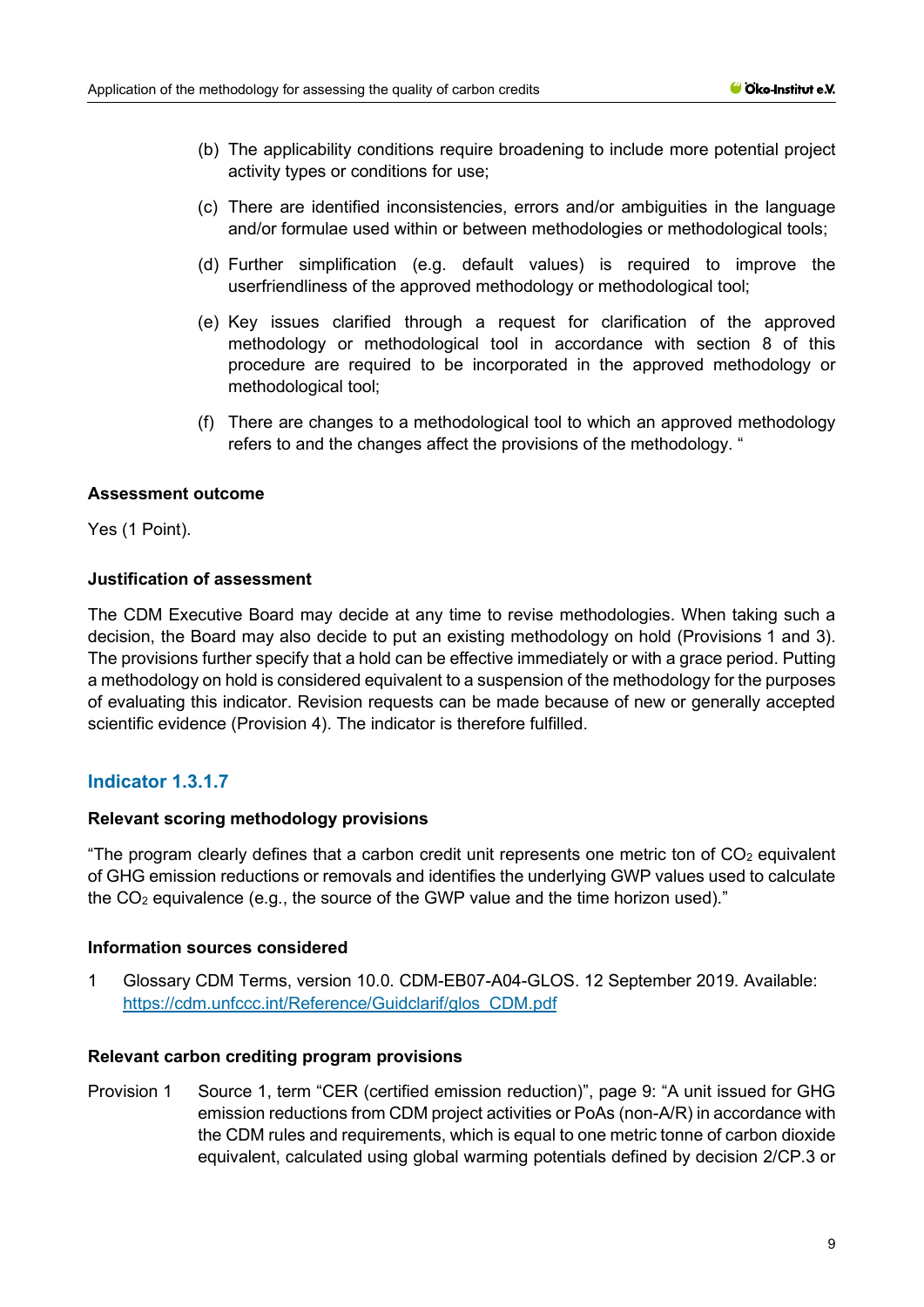(b) The applicability conditions require broadening to include more potential project activity types or conditions for use;

(c) There are identified inconsistencies, errors and/or ambiguities in the language and/or formulae used within or between methodologies or methodological tools;

(d) Further simplification (e.g. default values) is required to improve the userfriendliness of the approved methodology or methodological tool;

(e) Key issues clarified through a request for clarification of the approved methodology or methodological tool in accordance with section 8 of this procedure are required to be incorporated in the approved methodology or methodological tool;

(f) There are changes to a methodological tool to which an approved methodology refers to and the changes affect the provisions of the methodology. "

**Assessment outcome**

Yes (1 Point).

**Justification of assessment**

The CDM Executive Board may decide at any time to revise methodologies. When taking such a decision, the Board may also decide to put an existing methodology on hold (Provisions 1 and 3). The provisions further specify that a hold can be effective immediately or with a grace period. Putting a methodology on hold is considered equivalent to a suspension of the methodology for the purposes of evaluating this indicator. Revision requests can be made because of new or generally accepted scientific evidence (Provision 4). The indicator is therefore fulfilled.

## Indicator 1.3.1.7

**Relevant scoring methodology provisions**

"The program clearly defines that a carbon credit unit represents one metric ton of $CO_2$ equivalent of GHG emission reductions or removals and identifies the underlying GWP values used to calculate the $CO_2$ equivalence (e.g., the source of the GWP value and the time horizon used)."

**Information sources considered**

1 Glossary CDM Terms, version 10.0. CDM-EB07-A04-GLOS. 12 September 2019. Available: https://cdm.unfccc.int/Reference/Guidclarif/glos_CDM.pdf

**Relevant carbon crediting program provisions**

Provision 1 Source 1, term "CER (certified emission reduction)", page 9: "A unit issued for GHG emission reductions from CDM project activities or PoAs (non-A/R) in accordance with the CDM rules and requirements, which is equal to one metric tonne of carbon dioxide equivalent, calculated using global warming potentials defined by decision 2/CP.3 or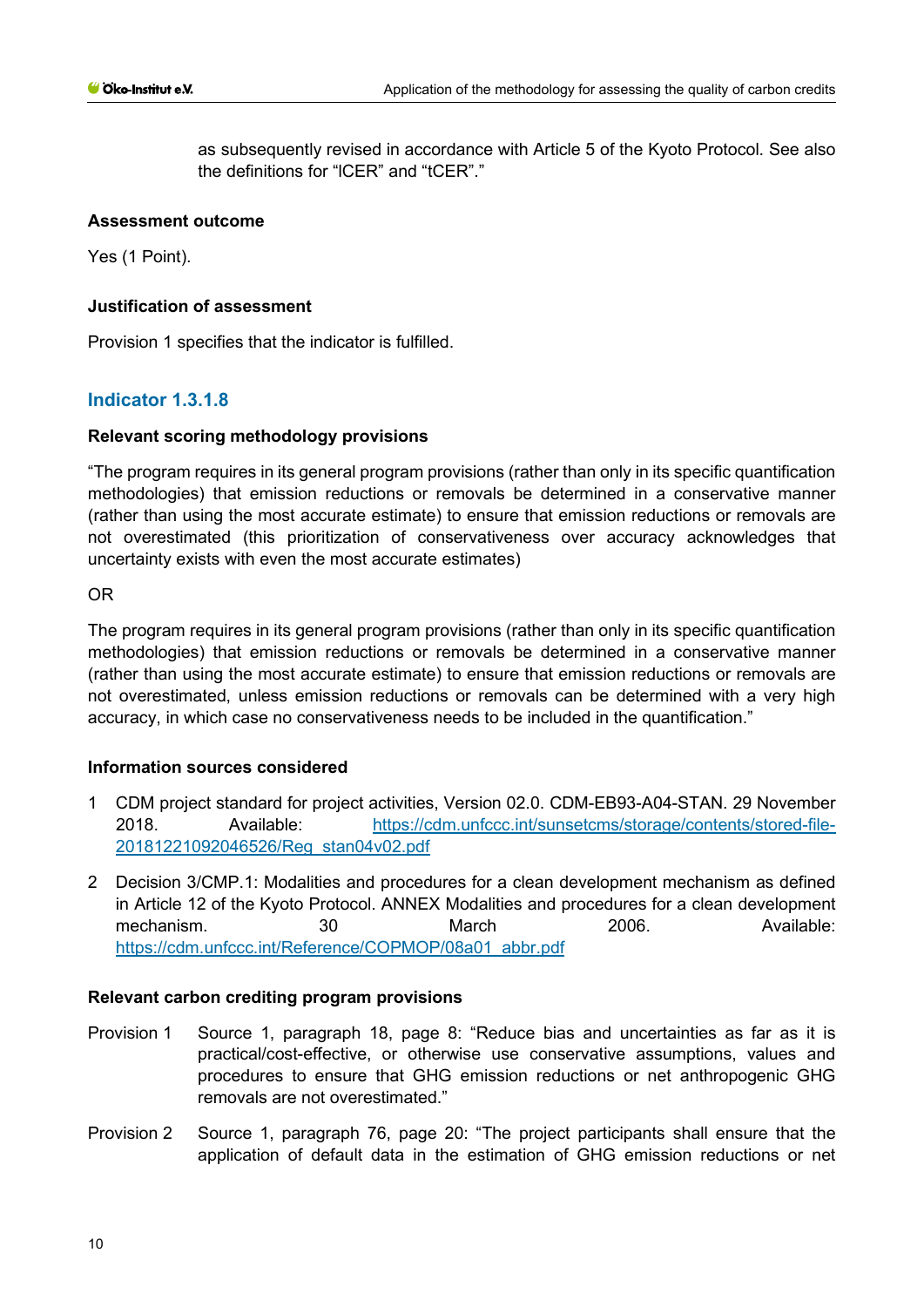as subsequently revised in accordance with Article 5 of the Kyoto Protocol. See also the definitions for "lCER" and "tCER"."

**Assessment outcome**

Yes (1 Point).

**Justification of assessment**

Provision 1 specifies that the indicator is fulfilled.

### Indicator 1.3.1.8

**Relevant scoring methodology provisions**

"The program requires in its general program provisions (rather than only in its specific quantification methodologies) that emission reductions or removals be determined in a conservative manner (rather than using the most accurate estimate) to ensure that emission reductions or removals are not overestimated (this prioritization of conservativeness over accuracy acknowledges that uncertainty exists with even the most accurate estimates)

OR

The program requires in its general program provisions (rather than only in its specific quantification methodologies) that emission reductions or removals be determined in a conservative manner (rather than using the most accurate estimate) to ensure that emission reductions or removals are not overestimated, unless emission reductions or removals can be determined with a very high accuracy, in which case no conservativeness needs to be included in the quantification."

**Information sources considered**

1. CDM project standard for project activities, Version 02.0. CDM-EB93-A04-STAN. 29 November 2018. Available: https://cdm.unfccc.int/sunsetcms/storage/contents/stored-file-20181221092046526/Reg_stan04v02.pdf
2. Decision 3/CMP.1: Modalities and procedures for a clean development mechanism as defined in Article 12 of the Kyoto Protocol. ANNEX Modalities and procedures for a clean development mechanism. 30 March 2006. Available: https://cdm.unfccc.int/Reference/COPMOP/08a01_abbr.pdf

**Relevant carbon crediting program provisions**

Provision 1 Source 1, paragraph 18, page 8: "Reduce bias and uncertainties as far as it is practical/cost-effective, or otherwise use conservative assumptions, values and procedures to ensure that GHG emission reductions or net anthropogenic GHG removals are not overestimated."

Provision 2 Source 1, paragraph 76, page 20: "The project participants shall ensure that the application of default data in the estimation of GHG emission reductions or net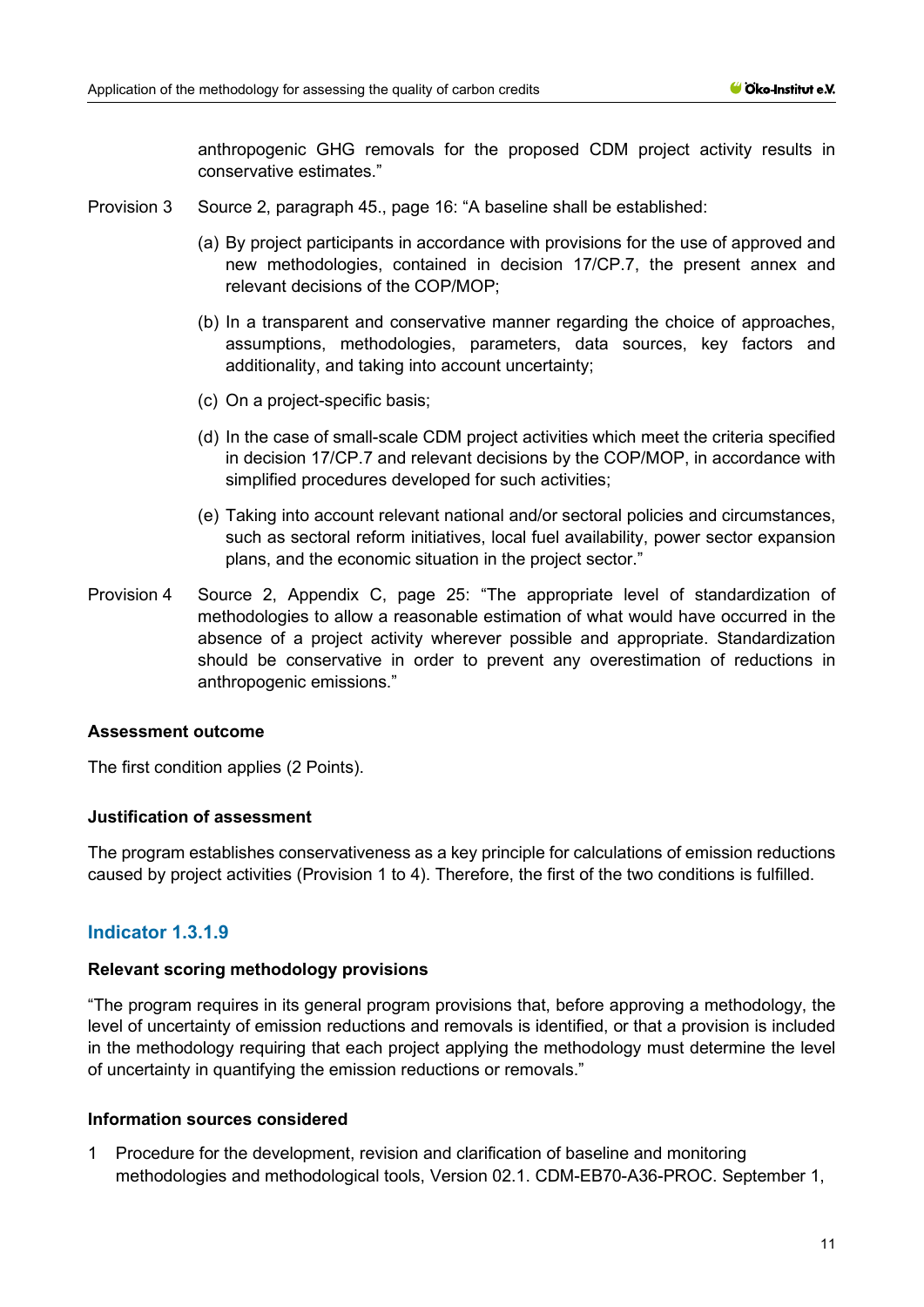anthropogenic GHG removals for the proposed CDM project activity results in conservative estimates."

Provision 3 Source 2, paragraph 45., page 16: "A baseline shall be established:

(a) By project participants in accordance with provisions for the use of approved and new methodologies, contained in decision 17/CP.7, the present annex and relevant decisions of the COP/MOP;

(b) In a transparent and conservative manner regarding the choice of approaches, assumptions, methodologies, parameters, data sources, key factors and additionality, and taking into account uncertainty;

(c) On a project-specific basis;

(d) In the case of small-scale CDM project activities which meet the criteria specified in decision 17/CP.7 and relevant decisions by the COP/MOP, in accordance with simplified procedures developed for such activities;

(e) Taking into account relevant national and/or sectoral policies and circumstances, such as sectoral reform initiatives, local fuel availability, power sector expansion plans, and the economic situation in the project sector."

Provision 4 Source 2, Appendix C, page 25: "The appropriate level of standardization of methodologies to allow a reasonable estimation of what would have occurred in the absence of a project activity wherever possible and appropriate. Standardization should be conservative in order to prevent any overestimation of reductions in anthropogenic emissions."

**Assessment outcome**

The first condition applies (2 Points).

**Justification of assessment**

The program establishes conservativeness as a key principle for calculations of emission reductions caused by project activities (Provision 1 to 4). Therefore, the first of the two conditions is fulfilled.

## Indicator 1.3.1.9

**Relevant scoring methodology provisions**

"The program requires in its general program provisions that, before approving a methodology, the level of uncertainty of emission reductions and removals is identified, or that a provision is included in the methodology requiring that each project applying the methodology must determine the level of uncertainty in quantifying the emission reductions or removals."

**Information sources considered**

1 Procedure for the development, revision and clarification of baseline and monitoring methodologies and methodological tools, Version 02.1. CDM-EB70-A36-PROC. September 1,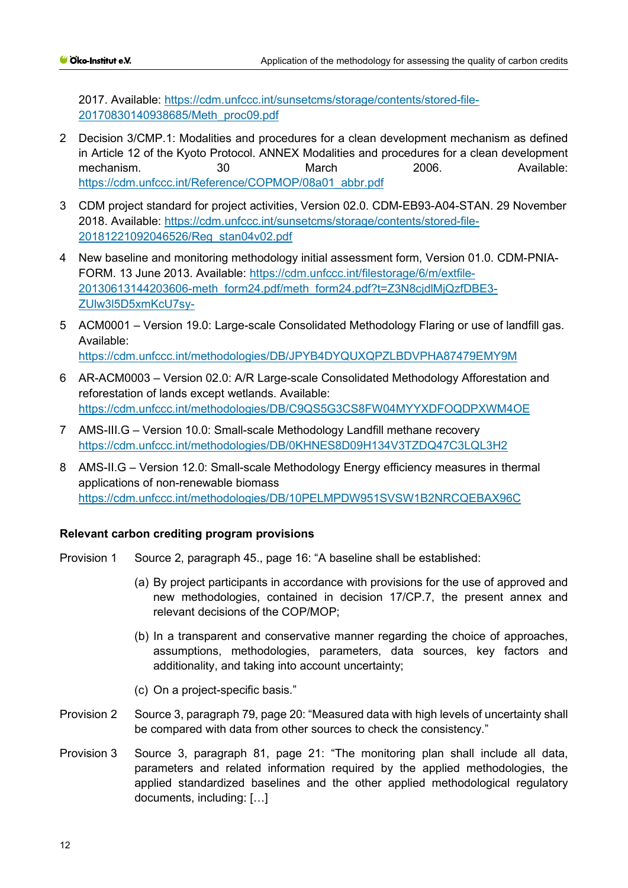2017. Available: https://cdm.unfccc.int/sunsetcms/storage/contents/stored-file-20170830140938685/Meth_proc09.pdf

2 Decision 3/CMP.1: Modalities and procedures for a clean development mechanism as defined in Article 12 of the Kyoto Protocol. ANNEX Modalities and procedures for a clean development mechanism. 30 March 2006. Available: https://cdm.unfccc.int/Reference/COPMOP/08a01_abbr.pdf

3 CDM project standard for project activities, Version 02.0. CDM-EB93-A04-STAN. 29 November 2018. Available: https://cdm.unfccc.int/sunsetcms/storage/contents/stored-file-20181221092046526/Reg_stan04v02.pdf

4 New baseline and monitoring methodology initial assessment form, Version 01.0. CDM-PNIA-FORM. 13 June 2013. Available: https://cdm.unfccc.int/filestorage/6/m/extfile-20130613144203606-meth_form24.pdf/meth_form24.pdf?t=Z3N8cjdlMjQzfDBE3-ZUlw3l5D5xmKcU7sy-

5 ACM0001 – Version 19.0: Large-scale Consolidated Methodology Flaring or use of landfill gas. Available: https://cdm.unfccc.int/methodologies/DB/JPYB4DYQUXQPZLBDVPHA87479EMY9M

6 AR-ACM0003 – Version 02.0: A/R Large-scale Consolidated Methodology Afforestation and reforestation of lands except wetlands. Available: https://cdm.unfccc.int/methodologies/DB/C9QS5G3CS8FW04MYYXDFOQDPXWM4OE

7 AMS-III.G – Version 10.0: Small-scale Methodology Landfill methane recovery https://cdm.unfccc.int/methodologies/DB/0KHNES8D09H134V3TZDQ47C3LQL3H2

8 AMS-II.G – Version 12.0: Small-scale Methodology Energy efficiency measures in thermal applications of non-renewable biomass https://cdm.unfccc.int/methodologies/DB/10PELMPDW951SVSW1B2NRCQEBAX96C

**Relevant carbon crediting program provisions**

Provision 1 Source 2, paragraph 45., page 16: "A baseline shall be established:

(a) By project participants in accordance with provisions for the use of approved and new methodologies, contained in decision 17/CP.7, the present annex and relevant decisions of the COP/MOP;

(b) In a transparent and conservative manner regarding the choice of approaches, assumptions, methodologies, parameters, data sources, key factors and additionality, and taking into account uncertainty;

(c) On a project-specific basis."

Provision 2 Source 3, paragraph 79, page 20: "Measured data with high levels of uncertainty shall be compared with data from other sources to check the consistency."

Provision 3 Source 3, paragraph 81, page 21: "The monitoring plan shall include all data, parameters and related information required by the applied methodologies, the applied standardized baselines and the other applied methodological regulatory documents, including: […]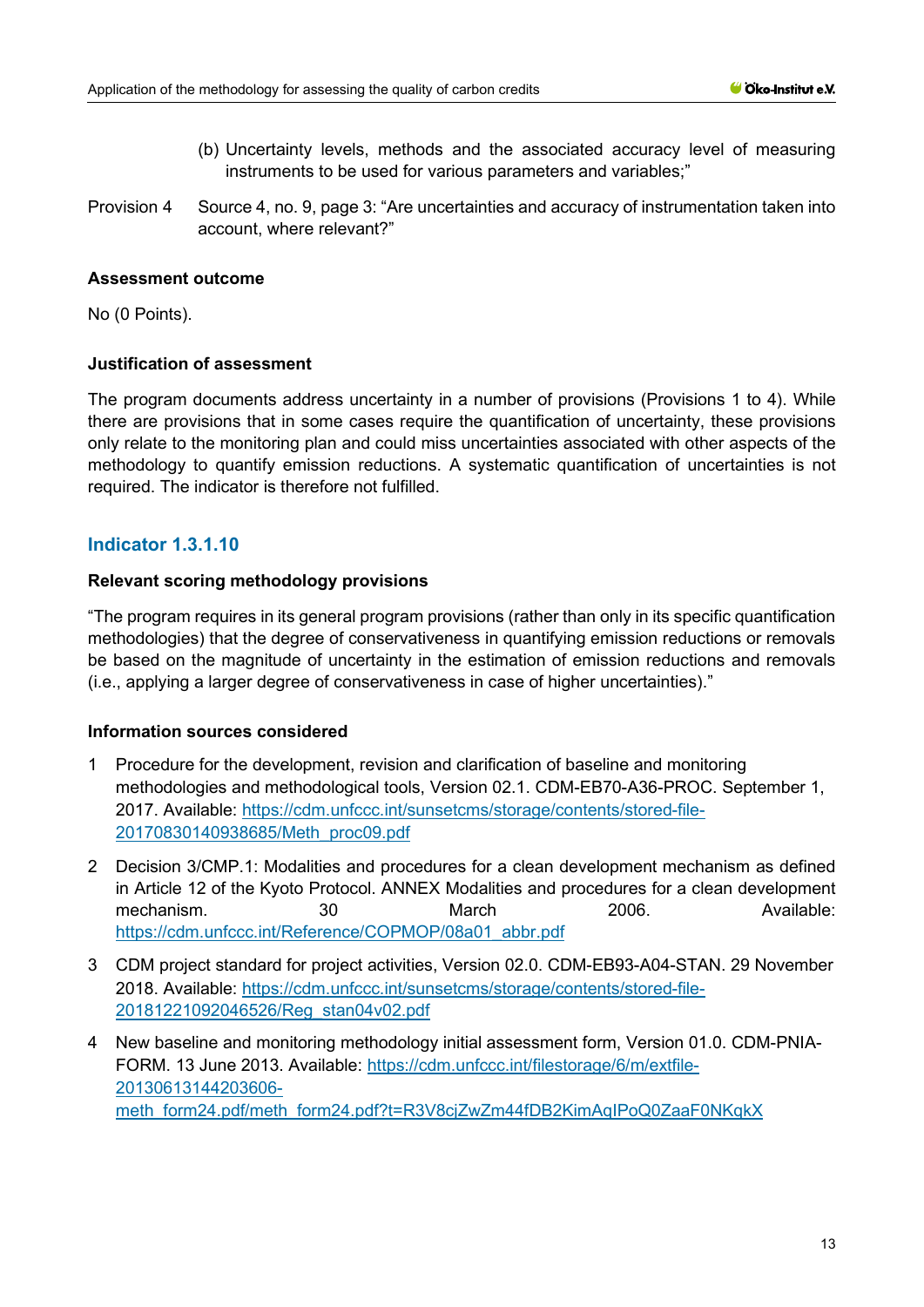(b) Uncertainty levels, methods and the associated accuracy level of measuring instruments to be used for various parameters and variables;"

Provision 4 Source 4, no. 9, page 3: "Are uncertainties and accuracy of instrumentation taken into account, where relevant?"

**Assessment outcome**

No (0 Points).

**Justification of assessment**

The program documents address uncertainty in a number of provisions (Provisions 1 to 4). While there are provisions that in some cases require the quantification of uncertainty, these provisions only relate to the monitoring plan and could miss uncertainties associated with other aspects of the methodology to quantify emission reductions. A systematic quantification of uncertainties is not required. The indicator is therefore not fulfilled.

## Indicator 1.3.1.10

**Relevant scoring methodology provisions**

"The program requires in its general program provisions (rather than only in its specific quantification methodologies) that the degree of conservativeness in quantifying emission reductions or removals be based on the magnitude of uncertainty in the estimation of emission reductions and removals (i.e., applying a larger degree of conservativeness in case of higher uncertainties)."

**Information sources considered**

1. Procedure for the development, revision and clarification of baseline and monitoring methodologies and methodological tools, Version 02.1. CDM-EB70-A36-PROC. September 1, 2017. Available: https://cdm.unfccc.int/sunsetcms/storage/contents/stored-file-20170830140938685/Meth_proc09.pdf
2. Decision 3/CMP.1: Modalities and procedures for a clean development mechanism as defined in Article 12 of the Kyoto Protocol. ANNEX Modalities and procedures for a clean development mechanism. 30 March 2006. Available: https://cdm.unfccc.int/Reference/COPMOP/08a01_abbr.pdf
3. CDM project standard for project activities, Version 02.0. CDM-EB93-A04-STAN. 29 November 2018. Available: https://cdm.unfccc.int/sunsetcms/storage/contents/stored-file-20181221092046526/Reg_stan04v02.pdf
4. New baseline and monitoring methodology initial assessment form, Version 01.0. CDM-PNIA-FORM. 13 June 2013. Available: https://cdm.unfccc.int/filestorage/6/m/extfile-20130613144203606-meth_form24.pdf/meth_form24.pdf?t=R3V8cjZwZm44fDB2KimAqIPoQ0ZaaF0NKqkX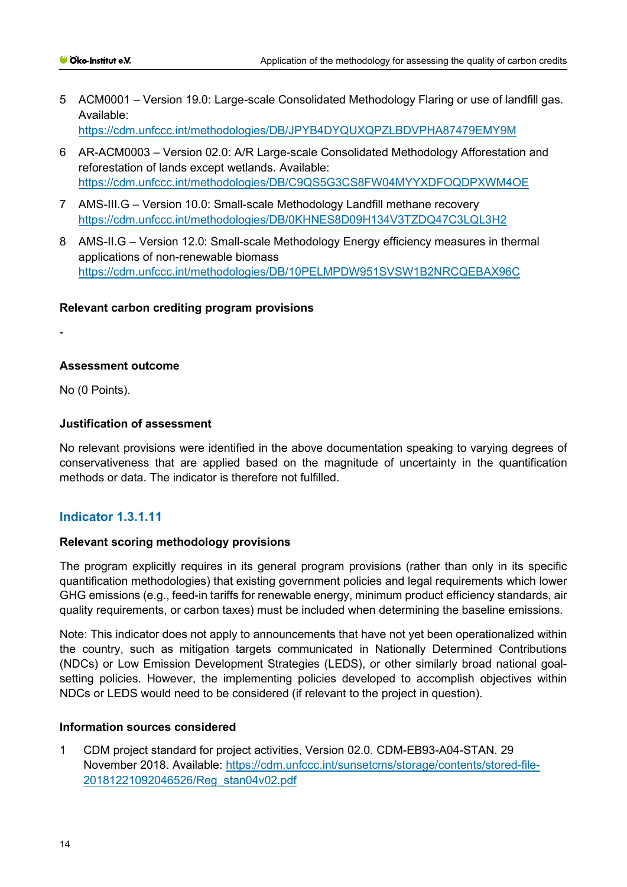5 ACM0001 – Version 19.0: Large-scale Consolidated Methodology Flaring or use of landfill gas. Available: https://cdm.unfccc.int/methodologies/DB/JPYB4DYQUXQPZLBDVPHA87479EMY9M

6 AR-ACM0003 – Version 02.0: A/R Large-scale Consolidated Methodology Afforestation and reforestation of lands except wetlands. Available: https://cdm.unfccc.int/methodologies/DB/C9QS5G3CS8FW04MYYXDFOQDPXWM4OE

7 AMS-III.G – Version 10.0: Small-scale Methodology Landfill methane recovery https://cdm.unfccc.int/methodologies/DB/0KHNES8D09H134V3TZDQ47C3LQL3H2

8 AMS-II.G – Version 12.0: Small-scale Methodology Energy efficiency measures in thermal applications of non-renewable biomass https://cdm.unfccc.int/methodologies/DB/10PELMPDW951SVSW1B2NRCQEBAX96C

**Relevant carbon crediting program provisions**

-

**Assessment outcome**

No (0 Points).

**Justification of assessment**

No relevant provisions were identified in the above documentation speaking to varying degrees of conservativeness that are applied based on the magnitude of uncertainty in the quantification methods or data. The indicator is therefore not fulfilled.

## Indicator 1.3.1.11

**Relevant scoring methodology provisions**

The program explicitly requires in its general program provisions (rather than only in its specific quantification methodologies) that existing government policies and legal requirements which lower GHG emissions (e.g., feed-in tariffs for renewable energy, minimum product efficiency standards, air quality requirements, or carbon taxes) must be included when determining the baseline emissions.

Note: This indicator does not apply to announcements that have not yet been operationalized within the country, such as mitigation targets communicated in Nationally Determined Contributions (NDCs) or Low Emission Development Strategies (LEDS), or other similarly broad national goal-setting policies. However, the implementing policies developed to accomplish objectives within NDCs or LEDS would need to be considered (if relevant to the project in question).

**Information sources considered**

1 CDM project standard for project activities, Version 02.0. CDM-EB93-A04-STAN. 29 November 2018. Available: https://cdm.unfccc.int/sunsetcms/storage/contents/stored-file-20181221092046526/Reg_stan04v02.pdf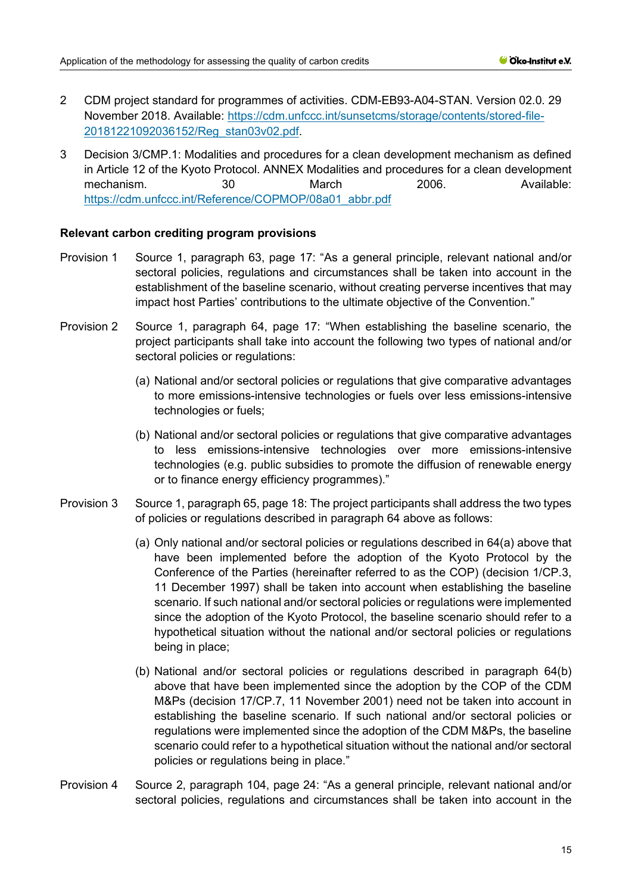2 CDM project standard for programmes of activities. CDM-EB93-A04-STAN. Version 02.0. 29 November 2018. Available: https://cdm.unfccc.int/sunsetcms/storage/contents/stored-file-20181221092036152/Reg_stan03v02.pdf.

3 Decision 3/CMP.1: Modalities and procedures for a clean development mechanism as defined in Article 12 of the Kyoto Protocol. ANNEX Modalities and procedures for a clean development mechanism. 30 March 2006. Available: https://cdm.unfccc.int/Reference/COPMOP/08a01_abbr.pdf

**Relevant carbon crediting program provisions**

Provision 1 Source 1, paragraph 63, page 17: "As a general principle, relevant national and/or sectoral policies, regulations and circumstances shall be taken into account in the establishment of the baseline scenario, without creating perverse incentives that may impact host Parties' contributions to the ultimate objective of the Convention."

Provision 2 Source 1, paragraph 64, page 17: "When establishing the baseline scenario, the project participants shall take into account the following two types of national and/or sectoral policies or regulations:

(a) National and/or sectoral policies or regulations that give comparative advantages to more emissions-intensive technologies or fuels over less emissions-intensive technologies or fuels;

(b) National and/or sectoral policies or regulations that give comparative advantages to less emissions-intensive technologies over more emissions-intensive technologies (e.g. public subsidies to promote the diffusion of renewable energy or to finance energy efficiency programmes)."

Provision 3 Source 1, paragraph 65, page 18: The project participants shall address the two types of policies or regulations described in paragraph 64 above as follows:

(a) Only national and/or sectoral policies or regulations described in 64(a) above that have been implemented before the adoption of the Kyoto Protocol by the Conference of the Parties (hereinafter referred to as the COP) (decision 1/CP.3, 11 December 1997) shall be taken into account when establishing the baseline scenario. If such national and/or sectoral policies or regulations were implemented since the adoption of the Kyoto Protocol, the baseline scenario should refer to a hypothetical situation without the national and/or sectoral policies or regulations being in place;

(b) National and/or sectoral policies or regulations described in paragraph 64(b) above that have been implemented since the adoption by the COP of the CDM M&Ps (decision 17/CP.7, 11 November 2001) need not be taken into account in establishing the baseline scenario. If such national and/or sectoral policies or regulations were implemented since the adoption of the CDM M&Ps, the baseline scenario could refer to a hypothetical situation without the national and/or sectoral policies or regulations being in place."

Provision 4 Source 2, paragraph 104, page 24: "As a general principle, relevant national and/or sectoral policies, regulations and circumstances shall be taken into account in the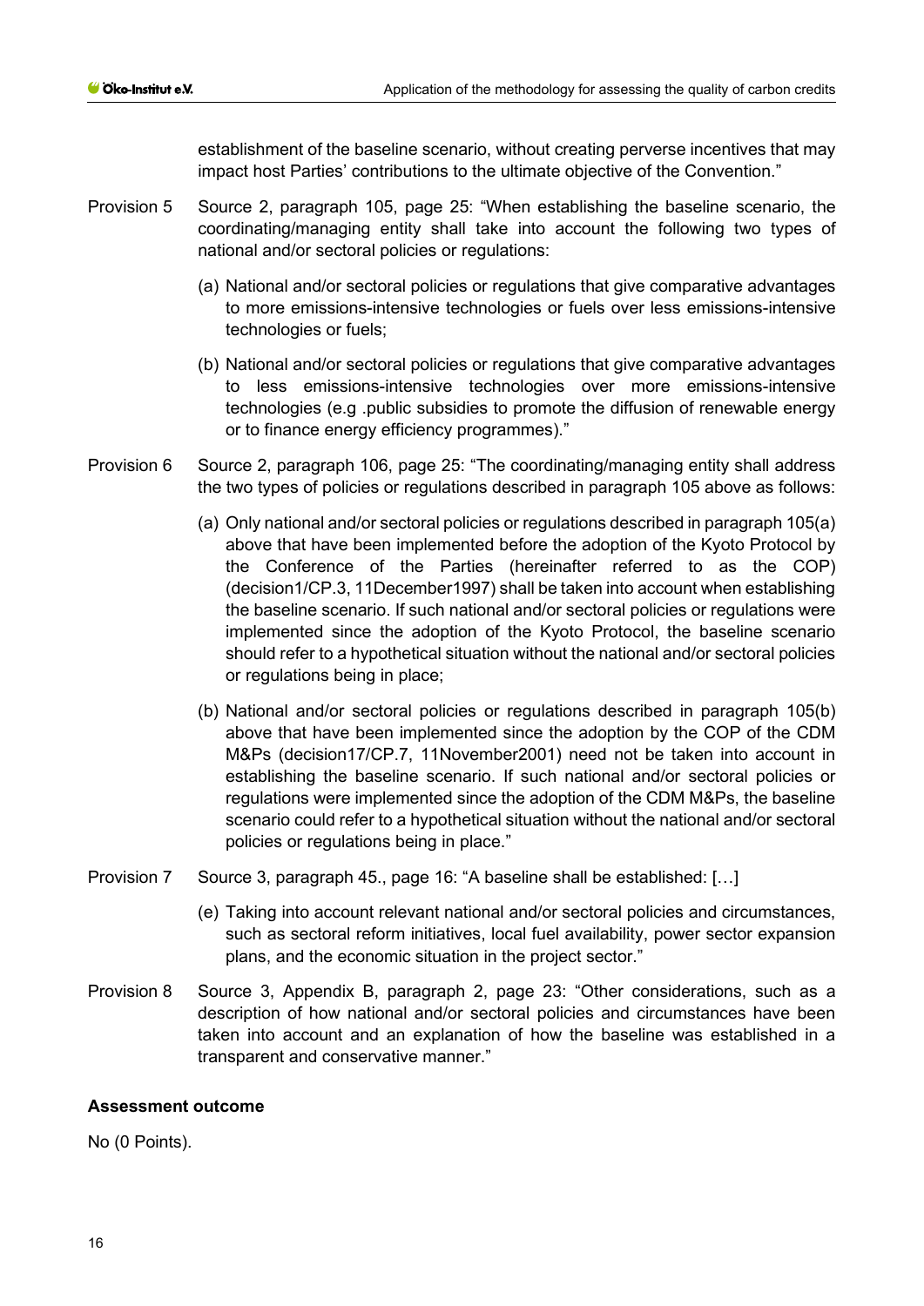establishment of the baseline scenario, without creating perverse incentives that may impact host Parties' contributions to the ultimate objective of the Convention."

Provision 5 Source 2, paragraph 105, page 25: "When establishing the baseline scenario, the coordinating/managing entity shall take into account the following two types of national and/or sectoral policies or regulations:

(a) National and/or sectoral policies or regulations that give comparative advantages to more emissions-intensive technologies or fuels over less emissions-intensive technologies or fuels;

(b) National and/or sectoral policies or regulations that give comparative advantages to less emissions-intensive technologies over more emissions-intensive technologies (e.g .public subsidies to promote the diffusion of renewable energy or to finance energy efficiency programmes)."

Provision 6 Source 2, paragraph 106, page 25: "The coordinating/managing entity shall address the two types of policies or regulations described in paragraph 105 above as follows:

(a) Only national and/or sectoral policies or regulations described in paragraph 105(a) above that have been implemented before the adoption of the Kyoto Protocol by the Conference of the Parties (hereinafter referred to as the COP) (decision1/CP.3, 11December1997) shall be taken into account when establishing the baseline scenario. If such national and/or sectoral policies or regulations were implemented since the adoption of the Kyoto Protocol, the baseline scenario should refer to a hypothetical situation without the national and/or sectoral policies or regulations being in place;

(b) National and/or sectoral policies or regulations described in paragraph 105(b) above that have been implemented since the adoption by the COP of the CDM M&Ps (decision17/CP.7, 11November2001) need not be taken into account in establishing the baseline scenario. If such national and/or sectoral policies or regulations were implemented since the adoption of the CDM M&Ps, the baseline scenario could refer to a hypothetical situation without the national and/or sectoral policies or regulations being in place."

Provision 7 Source 3, paragraph 45., page 16: "A baseline shall be established: […]

(e) Taking into account relevant national and/or sectoral policies and circumstances, such as sectoral reform initiatives, local fuel availability, power sector expansion plans, and the economic situation in the project sector."

Provision 8 Source 3, Appendix B, paragraph 2, page 23: "Other considerations, such as a description of how national and/or sectoral policies and circumstances have been taken into account and an explanation of how the baseline was established in a transparent and conservative manner."

**Assessment outcome**

No (0 Points).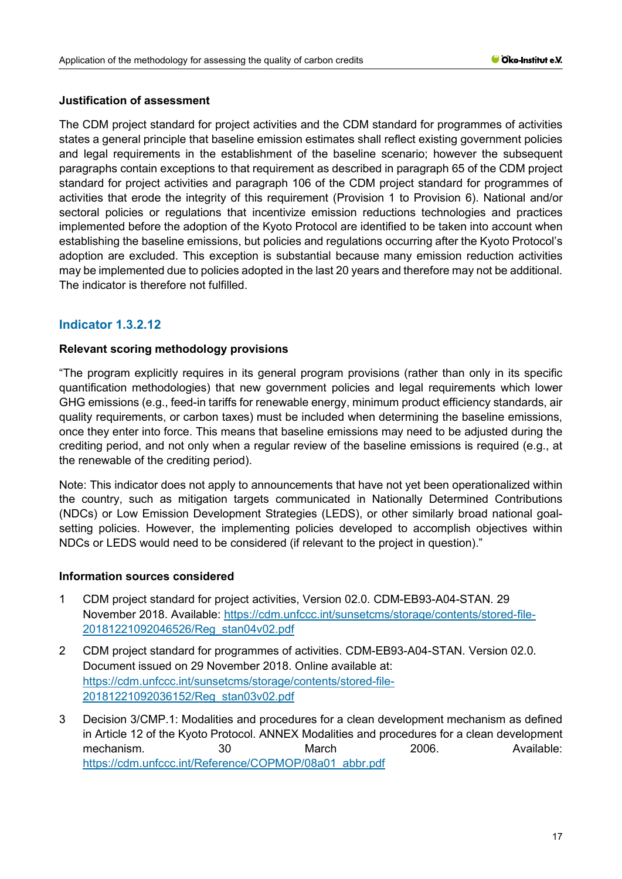### Justification of assessment

The CDM project standard for project activities and the CDM standard for programmes of activities states a general principle that baseline emission estimates shall reflect existing government policies and legal requirements in the establishment of the baseline scenario; however the subsequent paragraphs contain exceptions to that requirement as described in paragraph 65 of the CDM project standard for project activities and paragraph 106 of the CDM project standard for programmes of activities that erode the integrity of this requirement (Provision 1 to Provision 6). National and/or sectoral policies or regulations that incentivize emission reductions technologies and practices implemented before the adoption of the Kyoto Protocol are identified to be taken into account when establishing the baseline emissions, but policies and regulations occurring after the Kyoto Protocol's adoption are excluded. This exception is substantial because many emission reduction activities may be implemented due to policies adopted in the last 20 years and therefore may not be additional. The indicator is therefore not fulfilled.

## Indicator 1.3.2.12

### Relevant scoring methodology provisions

"The program explicitly requires in its general program provisions (rather than only in its specific quantification methodologies) that new government policies and legal requirements which lower GHG emissions (e.g., feed-in tariffs for renewable energy, minimum product efficiency standards, air quality requirements, or carbon taxes) must be included when determining the baseline emissions, once they enter into force. This means that baseline emissions may need to be adjusted during the crediting period, and not only when a regular review of the baseline emissions is required (e.g., at the renewable of the crediting period).

Note: This indicator does not apply to announcements that have not yet been operationalized within the country, such as mitigation targets communicated in Nationally Determined Contributions (NDCs) or Low Emission Development Strategies (LEDS), or other similarly broad national goal-setting policies. However, the implementing policies developed to accomplish objectives within NDCs or LEDS would need to be considered (if relevant to the project in question)."

### Information sources considered

1. CDM project standard for project activities, Version 02.0. CDM-EB93-A04-STAN. 29 November 2018. Available: https://cdm.unfccc.int/sunsetcms/storage/contents/stored-file-20181221092046526/Reg_stan04v02.pdf
2. CDM project standard for programmes of activities. CDM-EB93-A04-STAN. Version 02.0. Document issued on 29 November 2018. Online available at: https://cdm.unfccc.int/sunsetcms/storage/contents/stored-file-20181221092036152/Reg_stan03v02.pdf
3. Decision 3/CMP.1: Modalities and procedures for a clean development mechanism as defined in Article 12 of the Kyoto Protocol. ANNEX Modalities and procedures for a clean development mechanism. 30 March 2006. Available: https://cdm.unfccc.int/Reference/COPMOP/08a01_abbr.pdf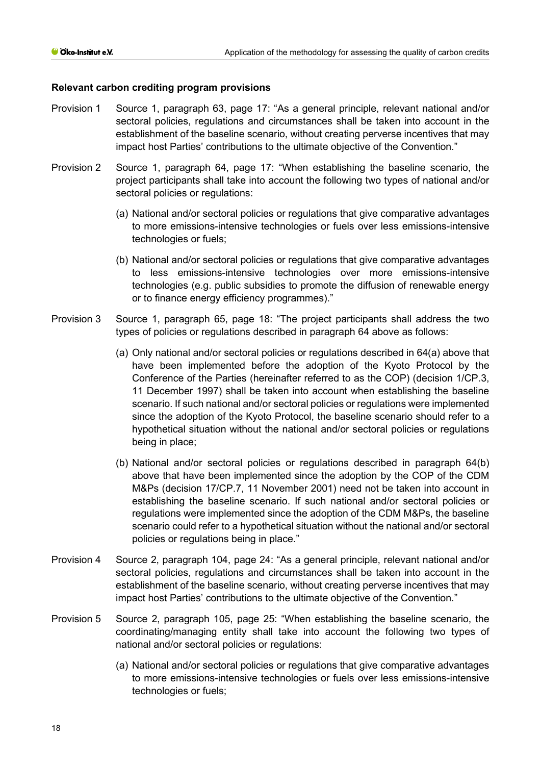**Relevant carbon crediting program provisions**

Provision 1 Source 1, paragraph 63, page 17: "As a general principle, relevant national and/or sectoral policies, regulations and circumstances shall be taken into account in the establishment of the baseline scenario, without creating perverse incentives that may impact host Parties' contributions to the ultimate objective of the Convention."

Provision 2 Source 1, paragraph 64, page 17: "When establishing the baseline scenario, the project participants shall take into account the following two types of national and/or sectoral policies or regulations:

(a) National and/or sectoral policies or regulations that give comparative advantages to more emissions-intensive technologies or fuels over less emissions-intensive technologies or fuels;

(b) National and/or sectoral policies or regulations that give comparative advantages to less emissions-intensive technologies over more emissions-intensive technologies (e.g. public subsidies to promote the diffusion of renewable energy or to finance energy efficiency programmes)."

Provision 3 Source 1, paragraph 65, page 18: "The project participants shall address the two types of policies or regulations described in paragraph 64 above as follows:

(a) Only national and/or sectoral policies or regulations described in 64(a) above that have been implemented before the adoption of the Kyoto Protocol by the Conference of the Parties (hereinafter referred to as the COP) (decision 1/CP.3, 11 December 1997) shall be taken into account when establishing the baseline scenario. If such national and/or sectoral policies or regulations were implemented since the adoption of the Kyoto Protocol, the baseline scenario should refer to a hypothetical situation without the national and/or sectoral policies or regulations being in place;

(b) National and/or sectoral policies or regulations described in paragraph 64(b) above that have been implemented since the adoption by the COP of the CDM M&Ps (decision 17/CP.7, 11 November 2001) need not be taken into account in establishing the baseline scenario. If such national and/or sectoral policies or regulations were implemented since the adoption of the CDM M&Ps, the baseline scenario could refer to a hypothetical situation without the national and/or sectoral policies or regulations being in place."

Provision 4 Source 2, paragraph 104, page 24: "As a general principle, relevant national and/or sectoral policies, regulations and circumstances shall be taken into account in the establishment of the baseline scenario, without creating perverse incentives that may impact host Parties' contributions to the ultimate objective of the Convention."

Provision 5 Source 2, paragraph 105, page 25: "When establishing the baseline scenario, the coordinating/managing entity shall take into account the following two types of national and/or sectoral policies or regulations:

(a) National and/or sectoral policies or regulations that give comparative advantages to more emissions-intensive technologies or fuels over less emissions-intensive technologies or fuels;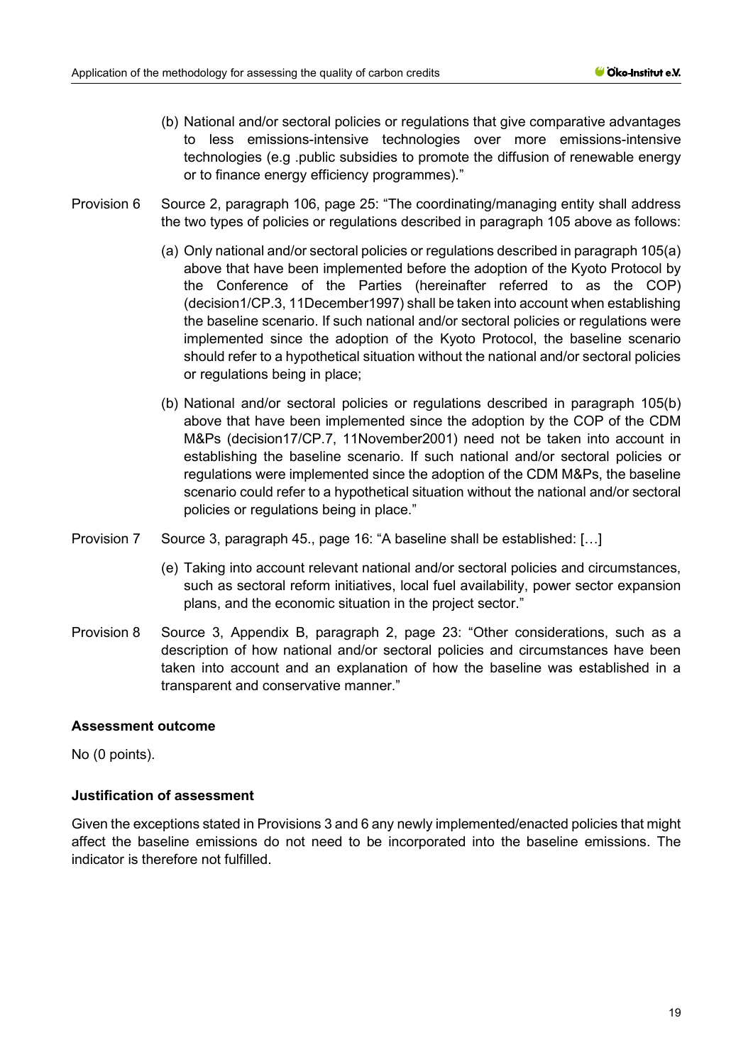(b) National and/or sectoral policies or regulations that give comparative advantages to less emissions-intensive technologies over more emissions-intensive technologies (e.g .public subsidies to promote the diffusion of renewable energy or to finance energy efficiency programmes)."

Provision 6 Source 2, paragraph 106, page 25: "The coordinating/managing entity shall address the two types of policies or regulations described in paragraph 105 above as follows:

(a) Only national and/or sectoral policies or regulations described in paragraph 105(a) above that have been implemented before the adoption of the Kyoto Protocol by the Conference of the Parties (hereinafter referred to as the COP) (decision1/CP.3, 11December1997) shall be taken into account when establishing the baseline scenario. If such national and/or sectoral policies or regulations were implemented since the adoption of the Kyoto Protocol, the baseline scenario should refer to a hypothetical situation without the national and/or sectoral policies or regulations being in place;

(b) National and/or sectoral policies or regulations described in paragraph 105(b) above that have been implemented since the adoption by the COP of the CDM M&Ps (decision17/CP.7, 11November2001) need not be taken into account in establishing the baseline scenario. If such national and/or sectoral policies or regulations were implemented since the adoption of the CDM M&Ps, the baseline scenario could refer to a hypothetical situation without the national and/or sectoral policies or regulations being in place."

Provision 7 Source 3, paragraph 45., page 16: "A baseline shall be established: […]

(e) Taking into account relevant national and/or sectoral policies and circumstances, such as sectoral reform initiatives, local fuel availability, power sector expansion plans, and the economic situation in the project sector."

Provision 8 Source 3, Appendix B, paragraph 2, page 23: "Other considerations, such as a description of how national and/or sectoral policies and circumstances have been taken into account and an explanation of how the baseline was established in a transparent and conservative manner."

**Assessment outcome**

No (0 points).

**Justification of assessment**

Given the exceptions stated in Provisions 3 and 6 any newly implemented/enacted policies that might affect the baseline emissions do not need to be incorporated into the baseline emissions. The indicator is therefore not fulfilled.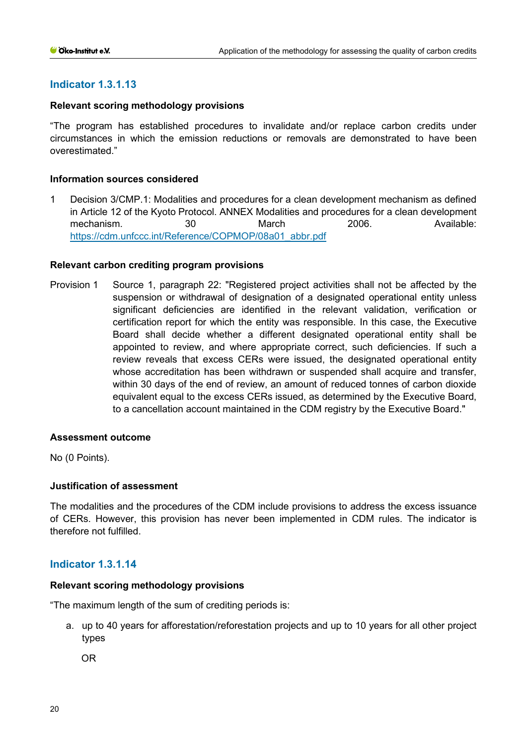## Indicator 1.3.1.13

**Relevant scoring methodology provisions**

"The program has established procedures to invalidate and/or replace carbon credits under circumstances in which the emission reductions or removals are demonstrated to have been overestimated."

**Information sources considered**

1 Decision 3/CMP.1: Modalities and procedures for a clean development mechanism as defined in Article 12 of the Kyoto Protocol. ANNEX Modalities and procedures for a clean development mechanism. 30 March 2006. Available: [https://cdm.unfccc.int/Reference/COPMOP/08a01_abbr.pdf](https://cdm.unfccc.int/Reference/COPMOP/08a01_abbr.pdf)

**Relevant carbon crediting program provisions**

Provision 1 Source 1, paragraph 22: "Registered project activities shall not be affected by the suspension or withdrawal of designation of a designated operational entity unless significant deficiencies are identified in the relevant validation, verification or certification report for which the entity was responsible. In this case, the Executive Board shall decide whether a different designated operational entity shall be appointed to review, and where appropriate correct, such deficiencies. If such a review reveals that excess CERs were issued, the designated operational entity whose accreditation has been withdrawn or suspended shall acquire and transfer, within 30 days of the end of review, an amount of reduced tonnes of carbon dioxide equivalent equal to the excess CERs issued, as determined by the Executive Board, to a cancellation account maintained in the CDM registry by the Executive Board."

**Assessment outcome**

No (0 Points).

**Justification of assessment**

The modalities and the procedures of the CDM include provisions to address the excess issuance of CERs. However, this provision has never been implemented in CDM rules. The indicator is therefore not fulfilled.

## Indicator 1.3.1.14

**Relevant scoring methodology provisions**

"The maximum length of the sum of crediting periods is:

a. up to 40 years for afforestation/reforestation projects and up to 10 years for all other project types

   OR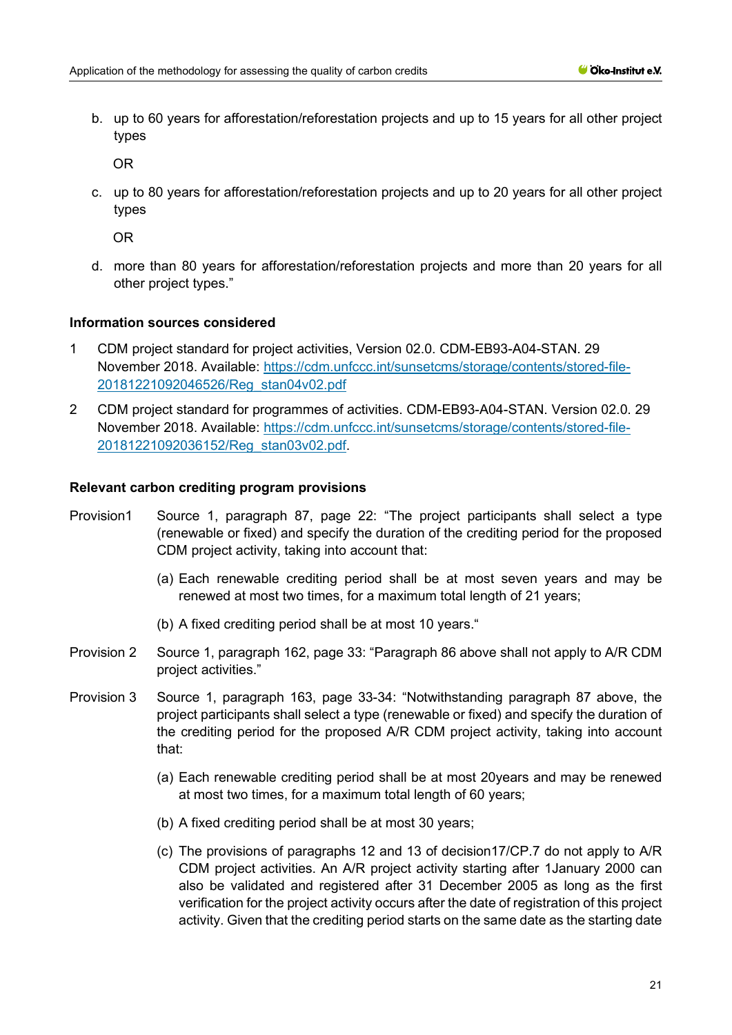b. up to 60 years for afforestation/reforestation projects and up to 15 years for all other project types

   OR

c. up to 80 years for afforestation/reforestation projects and up to 20 years for all other project types

   OR

d. more than 80 years for afforestation/reforestation projects and more than 20 years for all other project types."

**Information sources considered**

1 CDM project standard for project activities, Version 02.0. CDM-EB93-A04-STAN. 29 November 2018. Available: https://cdm.unfccc.int/sunsetcms/storage/contents/stored-file-20181221092046526/Reg_stan04v02.pdf

2 CDM project standard for programmes of activities. CDM-EB93-A04-STAN. Version 02.0. 29 November 2018. Available: https://cdm.unfccc.int/sunsetcms/storage/contents/stored-file-20181221092036152/Reg_stan03v02.pdf.

**Relevant carbon crediting program provisions**

Provision1 Source 1, paragraph 87, page 22: "The project participants shall select a type (renewable or fixed) and specify the duration of the crediting period for the proposed CDM project activity, taking into account that:

(a) Each renewable crediting period shall be at most seven years and may be renewed at most two times, for a maximum total length of 21 years;

(b) A fixed crediting period shall be at most 10 years."

Provision 2 Source 1, paragraph 162, page 33: "Paragraph 86 above shall not apply to A/R CDM project activities."

Provision 3 Source 1, paragraph 163, page 33-34: "Notwithstanding paragraph 87 above, the project participants shall select a type (renewable or fixed) and specify the duration of the crediting period for the proposed A/R CDM project activity, taking into account that:

(a) Each renewable crediting period shall be at most 20years and may be renewed at most two times, for a maximum total length of 60 years;

(b) A fixed crediting period shall be at most 30 years;

(c) The provisions of paragraphs 12 and 13 of decision17/CP.7 do not apply to A/R CDM project activities. An A/R project activity starting after 1January 2000 can also be validated and registered after 31 December 2005 as long as the first verification for the project activity occurs after the date of registration of this project activity. Given that the crediting period starts on the same date as the starting date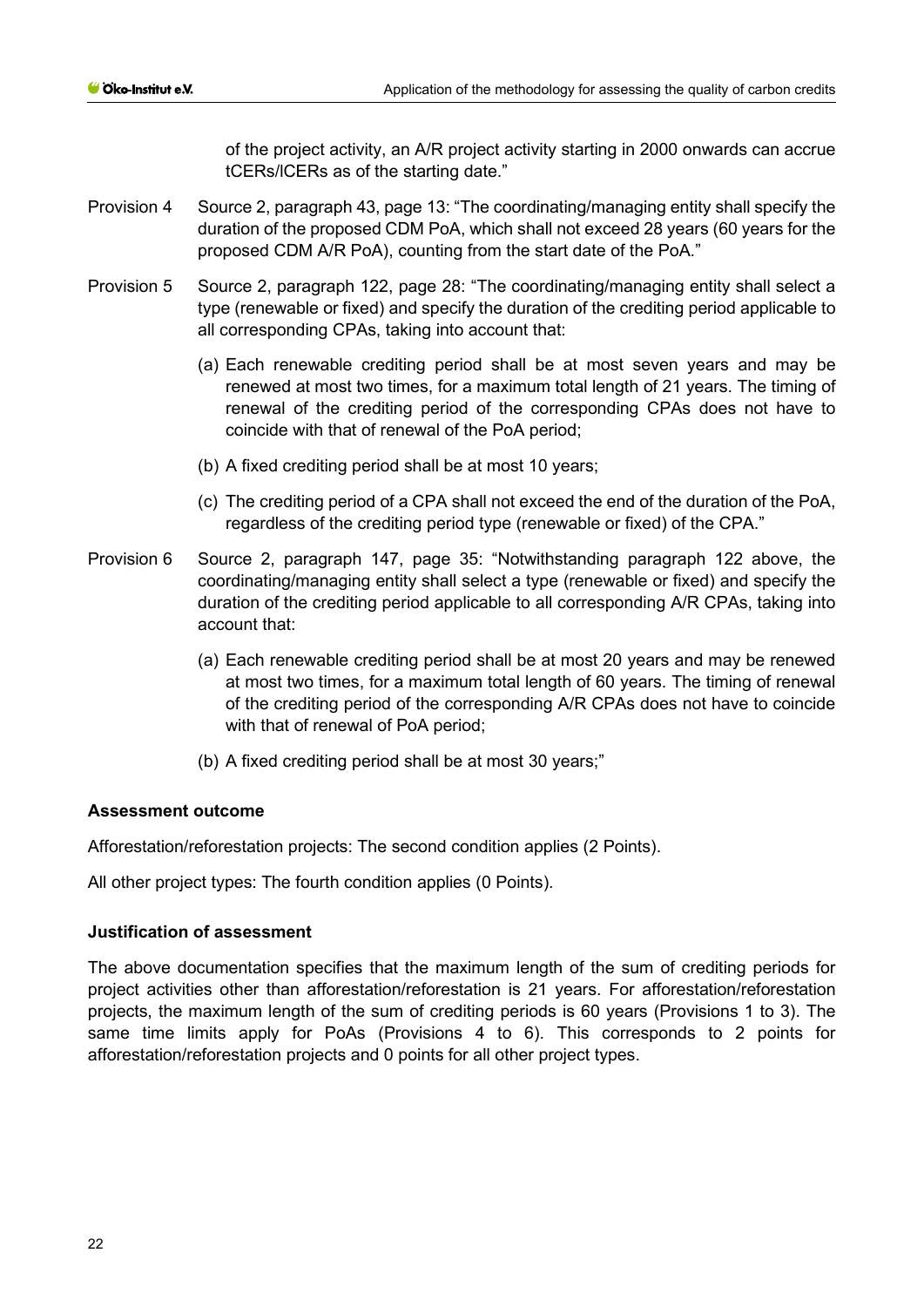of the project activity, an A/R project activity starting in 2000 onwards can accrue tCERs/lCERs as of the starting date."

Provision 4 Source 2, paragraph 43, page 13: "The coordinating/managing entity shall specify the duration of the proposed CDM PoA, which shall not exceed 28 years (60 years for the proposed CDM A/R PoA), counting from the start date of the PoA."

Provision 5 Source 2, paragraph 122, page 28: "The coordinating/managing entity shall select a type (renewable or fixed) and specify the duration of the crediting period applicable to all corresponding CPAs, taking into account that:

(a) Each renewable crediting period shall be at most seven years and may be renewed at most two times, for a maximum total length of 21 years. The timing of renewal of the crediting period of the corresponding CPAs does not have to coincide with that of renewal of the PoA period;

(b) A fixed crediting period shall be at most 10 years;

(c) The crediting period of a CPA shall not exceed the end of the duration of the PoA, regardless of the crediting period type (renewable or fixed) of the CPA."

Provision 6 Source 2, paragraph 147, page 35: "Notwithstanding paragraph 122 above, the coordinating/managing entity shall select a type (renewable or fixed) and specify the duration of the crediting period applicable to all corresponding A/R CPAs, taking into account that:

(a) Each renewable crediting period shall be at most 20 years and may be renewed at most two times, for a maximum total length of 60 years. The timing of renewal of the crediting period of the corresponding A/R CPAs does not have to coincide with that of renewal of PoA period;

(b) A fixed crediting period shall be at most 30 years;"

**Assessment outcome**

Afforestation/reforestation projects: The second condition applies (2 Points).

All other project types: The fourth condition applies (0 Points).

**Justification of assessment**

The above documentation specifies that the maximum length of the sum of crediting periods for project activities other than afforestation/reforestation is 21 years. For afforestation/reforestation projects, the maximum length of the sum of crediting periods is 60 years (Provisions 1 to 3). The same time limits apply for PoAs (Provisions 4 to 6). This corresponds to 2 points for afforestation/reforestation projects and 0 points for all other project types.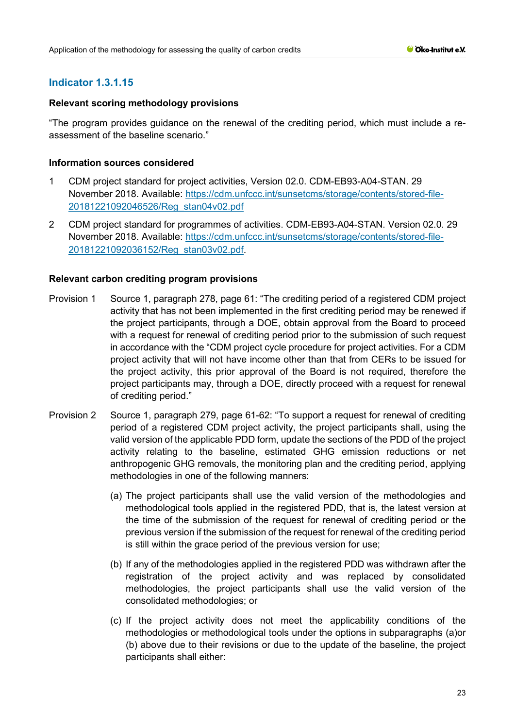## Indicator 1.3.1.15

### Relevant scoring methodology provisions

"The program provides guidance on the renewal of the crediting period, which must include a re-assessment of the baseline scenario."

### Information sources considered

1 CDM project standard for project activities, Version 02.0. CDM-EB93-A04-STAN. 29 November 2018. Available: [https://cdm.unfccc.int/sunsetcms/storage/contents/stored-file-20181221092046526/Reg_stan04v02.pdf](https://cdm.unfccc.int/sunsetcms/storage/contents/stored-file-20181221092046526/Reg_stan04v02.pdf)

2 CDM project standard for programmes of activities. CDM-EB93-A04-STAN. Version 02.0. 29 November 2018. Available: [https://cdm.unfccc.int/sunsetcms/storage/contents/stored-file-20181221092036152/Reg_stan03v02.pdf](https://cdm.unfccc.int/sunsetcms/storage/contents/stored-file-20181221092036152/Reg_stan03v02.pdf).

### Relevant carbon crediting program provisions

Provision 1 Source 1, paragraph 278, page 61: "The crediting period of a registered CDM project activity that has not been implemented in the first crediting period may be renewed if the project participants, through a DOE, obtain approval from the Board to proceed with a request for renewal of crediting period prior to the submission of such request in accordance with the "CDM project cycle procedure for project activities. For a CDM project activity that will not have income other than that from CERs to be issued for the project activity, this prior approval of the Board is not required, therefore the project participants may, through a DOE, directly proceed with a request for renewal of crediting period."

Provision 2 Source 1, paragraph 279, page 61-62: "To support a request for renewal of crediting period of a registered CDM project activity, the project participants shall, using the valid version of the applicable PDD form, update the sections of the PDD of the project activity relating to the baseline, estimated GHG emission reductions or net anthropogenic GHG removals, the monitoring plan and the crediting period, applying methodologies in one of the following manners:

(a) The project participants shall use the valid version of the methodologies and methodological tools applied in the registered PDD, that is, the latest version at the time of the submission of the request for renewal of crediting period or the previous version if the submission of the request for renewal of the crediting period is still within the grace period of the previous version for use;

(b) If any of the methodologies applied in the registered PDD was withdrawn after the registration of the project activity and was replaced by consolidated methodologies, the project participants shall use the valid version of the consolidated methodologies; or

(c) If the project activity does not meet the applicability conditions of the methodologies or methodological tools under the options in subparagraphs (a)or (b) above due to their revisions or due to the update of the baseline, the project participants shall either: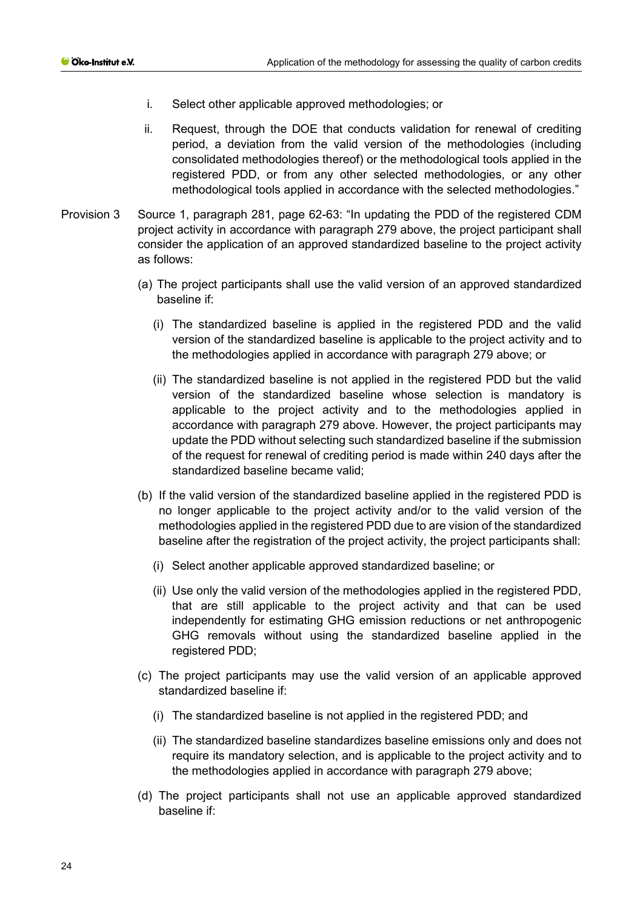i. Select other applicable approved methodologies; or

ii. Request, through the DOE that conducts validation for renewal of crediting period, a deviation from the valid version of the methodologies (including consolidated methodologies thereof) or the methodological tools applied in the registered PDD, or from any other selected methodologies, or any other methodological tools applied in accordance with the selected methodologies."

Provision 3 Source 1, paragraph 281, page 62-63: "In updating the PDD of the registered CDM project activity in accordance with paragraph 279 above, the project participant shall consider the application of an approved standardized baseline to the project activity as follows:

(a) The project participants shall use the valid version of an approved standardized baseline if:

(i) The standardized baseline is applied in the registered PDD and the valid version of the standardized baseline is applicable to the project activity and to the methodologies applied in accordance with paragraph 279 above; or

(ii) The standardized baseline is not applied in the registered PDD but the valid version of the standardized baseline whose selection is mandatory is applicable to the project activity and to the methodologies applied in accordance with paragraph 279 above. However, the project participants may update the PDD without selecting such standardized baseline if the submission of the request for renewal of crediting period is made within 240 days after the standardized baseline became valid;

(b) If the valid version of the standardized baseline applied in the registered PDD is no longer applicable to the project activity and/or to the valid version of the methodologies applied in the registered PDD due to are vision of the standardized baseline after the registration of the project activity, the project participants shall:

(i) Select another applicable approved standardized baseline; or

(ii) Use only the valid version of the methodologies applied in the registered PDD, that are still applicable to the project activity and that can be used independently for estimating GHG emission reductions or net anthropogenic GHG removals without using the standardized baseline applied in the registered PDD;

(c) The project participants may use the valid version of an applicable approved standardized baseline if:

(i) The standardized baseline is not applied in the registered PDD; and

(ii) The standardized baseline standardizes baseline emissions only and does not require its mandatory selection, and is applicable to the project activity and to the methodologies applied in accordance with paragraph 279 above;

(d) The project participants shall not use an applicable approved standardized baseline if: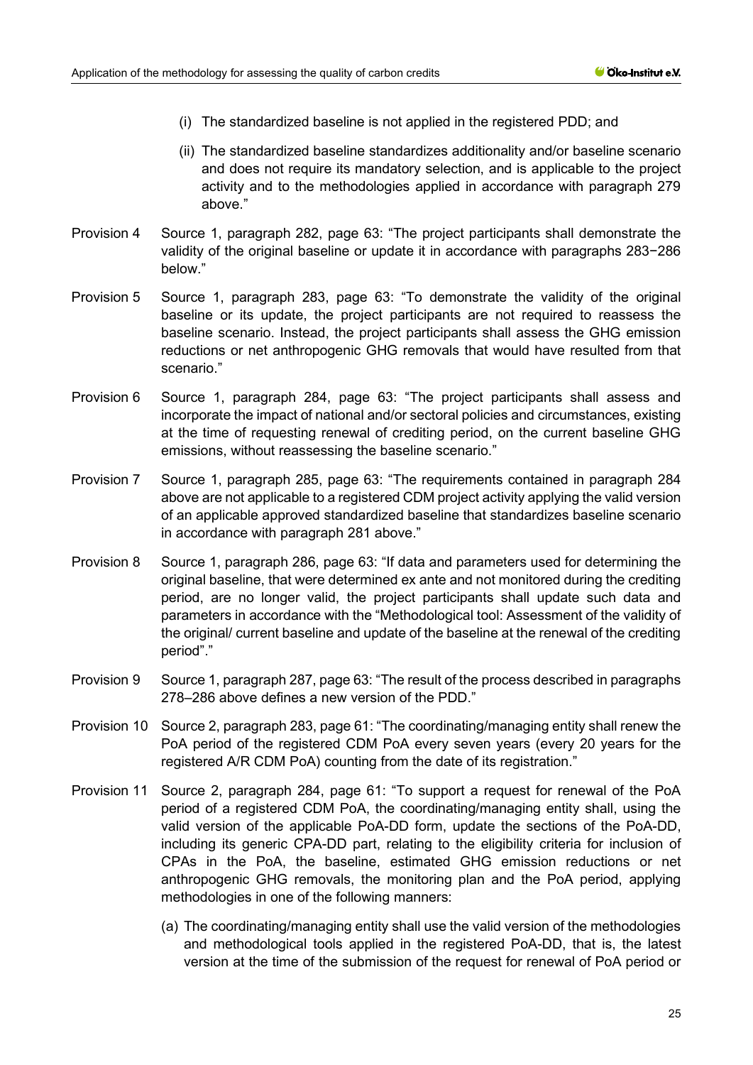(i) The standardized baseline is not applied in the registered PDD; and

(ii) The standardized baseline standardizes additionality and/or baseline scenario and does not require its mandatory selection, and is applicable to the project activity and to the methodologies applied in accordance with paragraph 279 above."

Provision 4 Source 1, paragraph 282, page 63: "The project participants shall demonstrate the validity of the original baseline or update it in accordance with paragraphs 283−286 below."

Provision 5 Source 1, paragraph 283, page 63: "To demonstrate the validity of the original baseline or its update, the project participants are not required to reassess the baseline scenario. Instead, the project participants shall assess the GHG emission reductions or net anthropogenic GHG removals that would have resulted from that scenario."

Provision 6 Source 1, paragraph 284, page 63: "The project participants shall assess and incorporate the impact of national and/or sectoral policies and circumstances, existing at the time of requesting renewal of crediting period, on the current baseline GHG emissions, without reassessing the baseline scenario."

Provision 7 Source 1, paragraph 285, page 63: "The requirements contained in paragraph 284 above are not applicable to a registered CDM project activity applying the valid version of an applicable approved standardized baseline that standardizes baseline scenario in accordance with paragraph 281 above."

Provision 8 Source 1, paragraph 286, page 63: "If data and parameters used for determining the original baseline, that were determined ex ante and not monitored during the crediting period, are no longer valid, the project participants shall update such data and parameters in accordance with the "Methodological tool: Assessment of the validity of the original/ current baseline and update of the baseline at the renewal of the crediting period"."

Provision 9 Source 1, paragraph 287, page 63: "The result of the process described in paragraphs 278–286 above defines a new version of the PDD."

Provision 10 Source 2, paragraph 283, page 61: "The coordinating/managing entity shall renew the PoA period of the registered CDM PoA every seven years (every 20 years for the registered A/R CDM PoA) counting from the date of its registration."

Provision 11 Source 2, paragraph 284, page 61: "To support a request for renewal of the PoA period of a registered CDM PoA, the coordinating/managing entity shall, using the valid version of the applicable PoA-DD form, update the sections of the PoA-DD, including its generic CPA-DD part, relating to the eligibility criteria for inclusion of CPAs in the PoA, the baseline, estimated GHG emission reductions or net anthropogenic GHG removals, the monitoring plan and the PoA period, applying methodologies in one of the following manners:

(a) The coordinating/managing entity shall use the valid version of the methodologies and methodological tools applied in the registered PoA-DD, that is, the latest version at the time of the submission of the request for renewal of PoA period or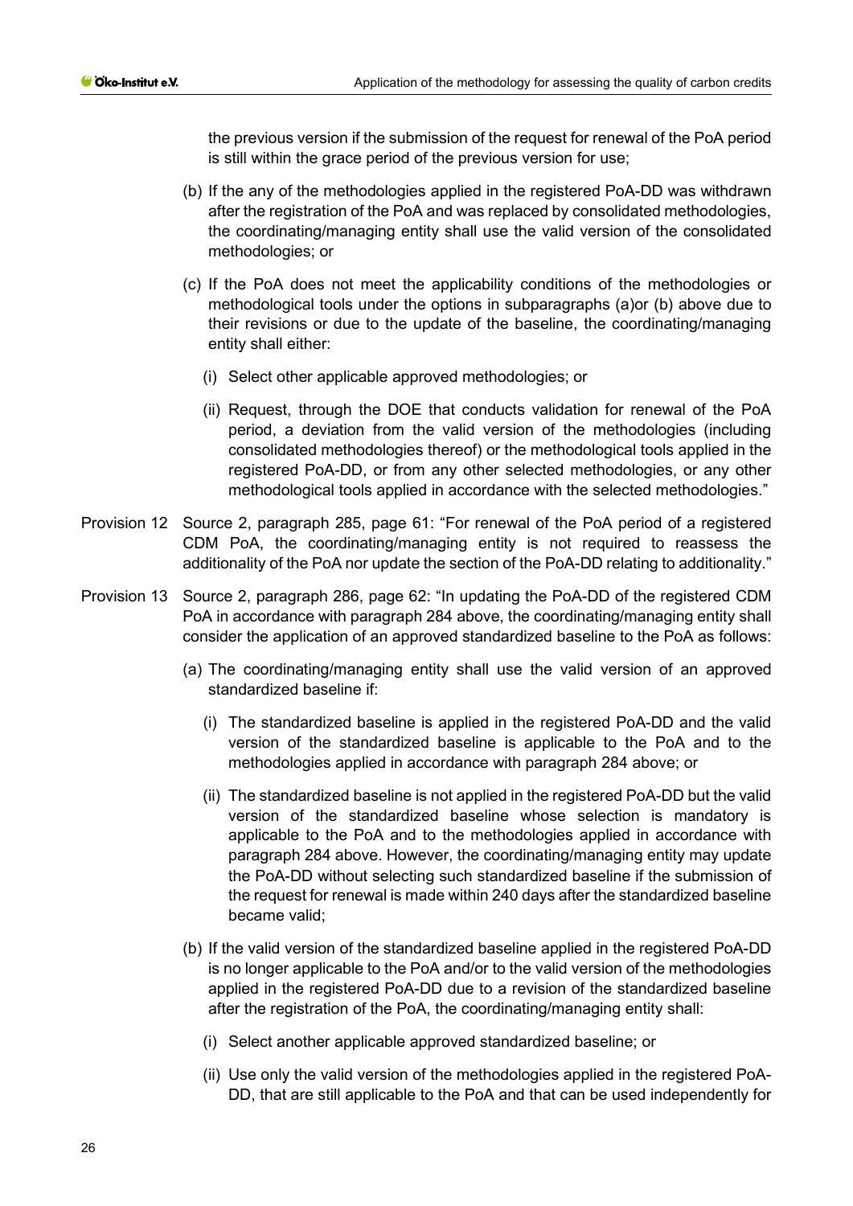the previous version if the submission of the request for renewal of the PoA period is still within the grace period of the previous version for use;

(b) If the any of the methodologies applied in the registered PoA-DD was withdrawn after the registration of the PoA and was replaced by consolidated methodologies, the coordinating/managing entity shall use the valid version of the consolidated methodologies; or

(c) If the PoA does not meet the applicability conditions of the methodologies or methodological tools under the options in subparagraphs (a)or (b) above due to their revisions or due to the update of the baseline, the coordinating/managing entity shall either:

(i) Select other applicable approved methodologies; or

(ii) Request, through the DOE that conducts validation for renewal of the PoA period, a deviation from the valid version of the methodologies (including consolidated methodologies thereof) or the methodological tools applied in the registered PoA-DD, or from any other selected methodologies, or any other methodological tools applied in accordance with the selected methodologies."

Provision 12 Source 2, paragraph 285, page 61: "For renewal of the PoA period of a registered CDM PoA, the coordinating/managing entity is not required to reassess the additionality of the PoA nor update the section of the PoA-DD relating to additionality."

Provision 13 Source 2, paragraph 286, page 62: "In updating the PoA-DD of the registered CDM PoA in accordance with paragraph 284 above, the coordinating/managing entity shall consider the application of an approved standardized baseline to the PoA as follows:

(a) The coordinating/managing entity shall use the valid version of an approved standardized baseline if:

(i) The standardized baseline is applied in the registered PoA-DD and the valid version of the standardized baseline is applicable to the PoA and to the methodologies applied in accordance with paragraph 284 above; or

(ii) The standardized baseline is not applied in the registered PoA-DD but the valid version of the standardized baseline whose selection is mandatory is applicable to the PoA and to the methodologies applied in accordance with paragraph 284 above. However, the coordinating/managing entity may update the PoA-DD without selecting such standardized baseline if the submission of the request for renewal is made within 240 days after the standardized baseline became valid;

(b) If the valid version of the standardized baseline applied in the registered PoA-DD is no longer applicable to the PoA and/or to the valid version of the methodologies applied in the registered PoA-DD due to a revision of the standardized baseline after the registration of the PoA, the coordinating/managing entity shall:

(i) Select another applicable approved standardized baseline; or

(ii) Use only the valid version of the methodologies applied in the registered PoA-DD, that are still applicable to the PoA and that can be used independently for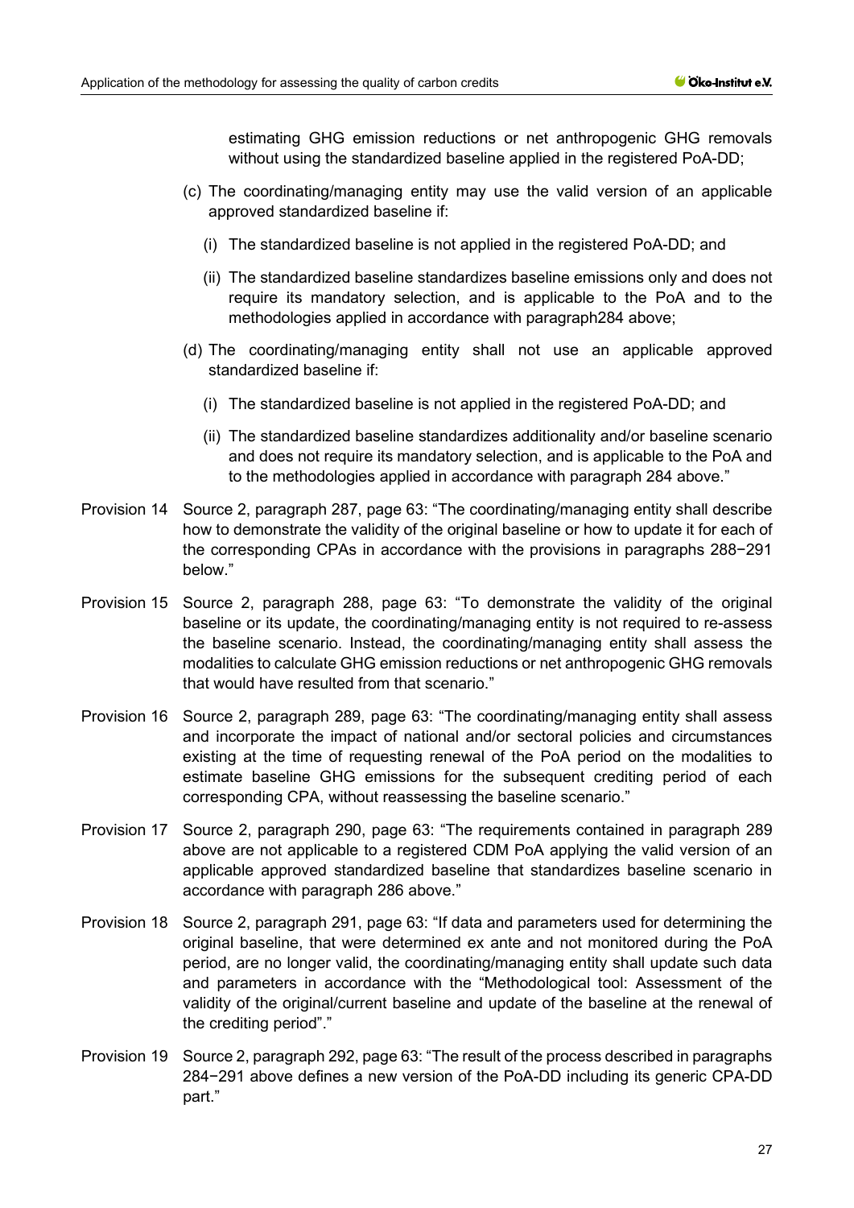estimating GHG emission reductions or net anthropogenic GHG removals without using the standardized baseline applied in the registered PoA-DD;

(c) The coordinating/managing entity may use the valid version of an applicable approved standardized baseline if:

(i) The standardized baseline is not applied in the registered PoA-DD; and

(ii) The standardized baseline standardizes baseline emissions only and does not require its mandatory selection, and is applicable to the PoA and to the methodologies applied in accordance with paragraph284 above;

(d) The coordinating/managing entity shall not use an applicable approved standardized baseline if:

(i) The standardized baseline is not applied in the registered PoA-DD; and

(ii) The standardized baseline standardizes additionality and/or baseline scenario and does not require its mandatory selection, and is applicable to the PoA and to the methodologies applied in accordance with paragraph 284 above."

Provision 14 Source 2, paragraph 287, page 63: "The coordinating/managing entity shall describe how to demonstrate the validity of the original baseline or how to update it for each of the corresponding CPAs in accordance with the provisions in paragraphs 288−291 below."

Provision 15 Source 2, paragraph 288, page 63: "To demonstrate the validity of the original baseline or its update, the coordinating/managing entity is not required to re-assess the baseline scenario. Instead, the coordinating/managing entity shall assess the modalities to calculate GHG emission reductions or net anthropogenic GHG removals that would have resulted from that scenario."

Provision 16 Source 2, paragraph 289, page 63: "The coordinating/managing entity shall assess and incorporate the impact of national and/or sectoral policies and circumstances existing at the time of requesting renewal of the PoA period on the modalities to estimate baseline GHG emissions for the subsequent crediting period of each corresponding CPA, without reassessing the baseline scenario."

Provision 17 Source 2, paragraph 290, page 63: "The requirements contained in paragraph 289 above are not applicable to a registered CDM PoA applying the valid version of an applicable approved standardized baseline that standardizes baseline scenario in accordance with paragraph 286 above."

Provision 18 Source 2, paragraph 291, page 63: "If data and parameters used for determining the original baseline, that were determined ex ante and not monitored during the PoA period, are no longer valid, the coordinating/managing entity shall update such data and parameters in accordance with the "Methodological tool: Assessment of the validity of the original/current baseline and update of the baseline at the renewal of the crediting period"."

Provision 19 Source 2, paragraph 292, page 63: "The result of the process described in paragraphs 284−291 above defines a new version of the PoA-DD including its generic CPA-DD part."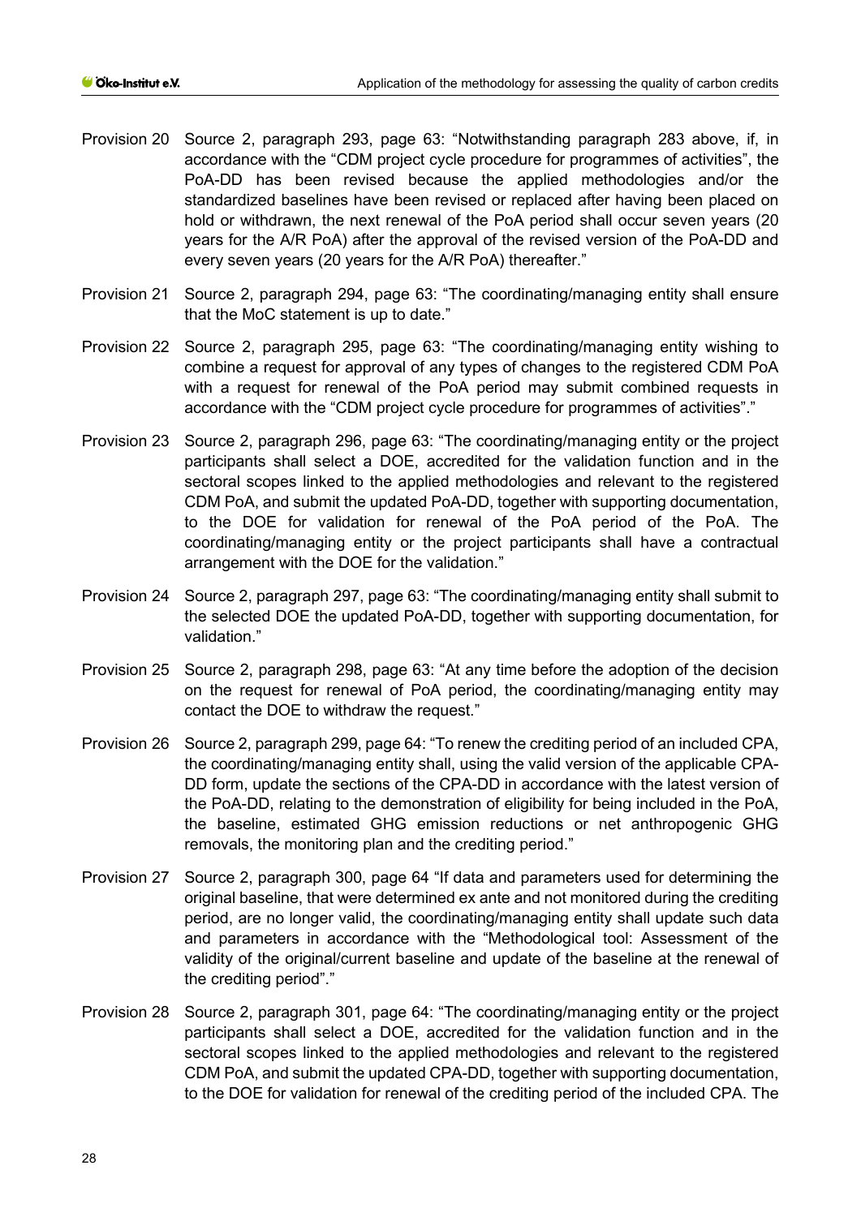Provision 20 Source 2, paragraph 293, page 63: "Notwithstanding paragraph 283 above, if, in accordance with the "CDM project cycle procedure for programmes of activities", the PoA-DD has been revised because the applied methodologies and/or the standardized baselines have been revised or replaced after having been placed on hold or withdrawn, the next renewal of the PoA period shall occur seven years (20 years for the A/R PoA) after the approval of the revised version of the PoA-DD and every seven years (20 years for the A/R PoA) thereafter."

Provision 21 Source 2, paragraph 294, page 63: "The coordinating/managing entity shall ensure that the MoC statement is up to date."

Provision 22 Source 2, paragraph 295, page 63: "The coordinating/managing entity wishing to combine a request for approval of any types of changes to the registered CDM PoA with a request for renewal of the PoA period may submit combined requests in accordance with the "CDM project cycle procedure for programmes of activities"."

Provision 23 Source 2, paragraph 296, page 63: "The coordinating/managing entity or the project participants shall select a DOE, accredited for the validation function and in the sectoral scopes linked to the applied methodologies and relevant to the registered CDM PoA, and submit the updated PoA-DD, together with supporting documentation, to the DOE for validation for renewal of the PoA period of the PoA. The coordinating/managing entity or the project participants shall have a contractual arrangement with the DOE for the validation."

Provision 24 Source 2, paragraph 297, page 63: "The coordinating/managing entity shall submit to the selected DOE the updated PoA-DD, together with supporting documentation, for validation."

Provision 25 Source 2, paragraph 298, page 63: "At any time before the adoption of the decision on the request for renewal of PoA period, the coordinating/managing entity may contact the DOE to withdraw the request."

Provision 26 Source 2, paragraph 299, page 64: "To renew the crediting period of an included CPA, the coordinating/managing entity shall, using the valid version of the applicable CPA-DD form, update the sections of the CPA-DD in accordance with the latest version of the PoA-DD, relating to the demonstration of eligibility for being included in the PoA, the baseline, estimated GHG emission reductions or net anthropogenic GHG removals, the monitoring plan and the crediting period."

Provision 27 Source 2, paragraph 300, page 64 "If data and parameters used for determining the original baseline, that were determined ex ante and not monitored during the crediting period, are no longer valid, the coordinating/managing entity shall update such data and parameters in accordance with the "Methodological tool: Assessment of the validity of the original/current baseline and update of the baseline at the renewal of the crediting period"."

Provision 28 Source 2, paragraph 301, page 64: "The coordinating/managing entity or the project participants shall select a DOE, accredited for the validation function and in the sectoral scopes linked to the applied methodologies and relevant to the registered CDM PoA, and submit the updated CPA-DD, together with supporting documentation, to the DOE for validation for renewal of the crediting period of the included CPA. The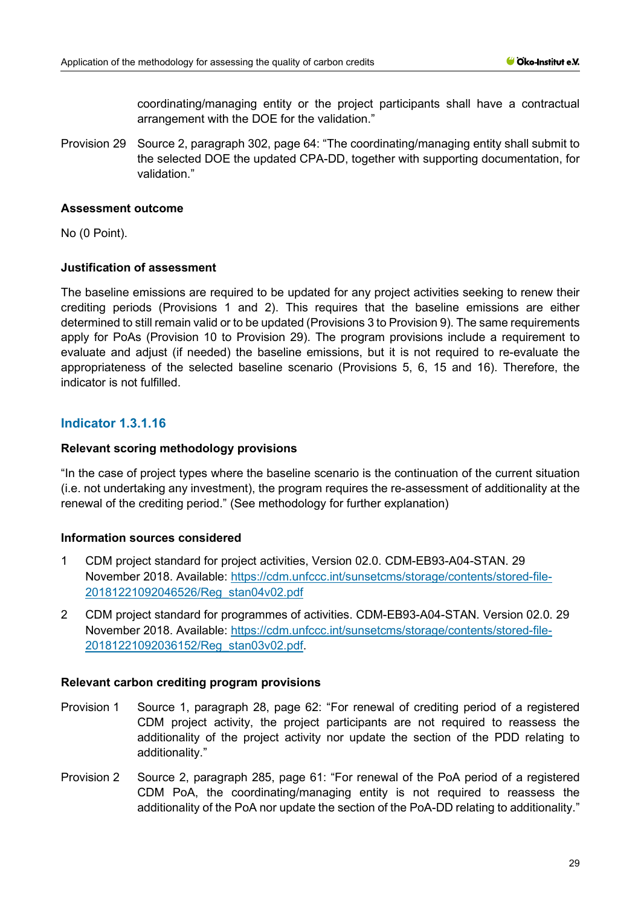coordinating/managing entity or the project participants shall have a contractual arrangement with the DOE for the validation."

Provision 29 Source 2, paragraph 302, page 64: "The coordinating/managing entity shall submit to the selected DOE the updated CPA-DD, together with supporting documentation, for validation."

#### Assessment outcome

No (0 Point).

#### Justification of assessment

The baseline emissions are required to be updated for any project activities seeking to renew their crediting periods (Provisions 1 and 2). This requires that the baseline emissions are either determined to still remain valid or to be updated (Provisions 3 to Provision 9). The same requirements apply for PoAs (Provision 10 to Provision 29). The program provisions include a requirement to evaluate and adjust (if needed) the baseline emissions, but it is not required to re-evaluate the appropriateness of the selected baseline scenario (Provisions 5, 6, 15 and 16). Therefore, the indicator is not fulfilled.

### Indicator 1.3.1.16

#### Relevant scoring methodology provisions

"In the case of project types where the baseline scenario is the continuation of the current situation (i.e. not undertaking any investment), the program requires the re-assessment of additionality at the renewal of the crediting period." (See methodology for further explanation)

#### Information sources considered

1 CDM project standard for project activities, Version 02.0. CDM-EB93-A04-STAN. 29 November 2018. Available: https://cdm.unfccc.int/sunsetcms/storage/contents/stored-file-20181221092046526/Reg_stan04v02.pdf

2 CDM project standard for programmes of activities. CDM-EB93-A04-STAN. Version 02.0. 29 November 2018. Available: https://cdm.unfccc.int/sunsetcms/storage/contents/stored-file-20181221092036152/Reg_stan03v02.pdf.

#### Relevant carbon crediting program provisions

Provision 1 Source 1, paragraph 28, page 62: "For renewal of crediting period of a registered CDM project activity, the project participants are not required to reassess the additionality of the project activity nor update the section of the PDD relating to additionality."

Provision 2 Source 2, paragraph 285, page 61: "For renewal of the PoA period of a registered CDM PoA, the coordinating/managing entity is not required to reassess the additionality of the PoA nor update the section of the PoA-DD relating to additionality."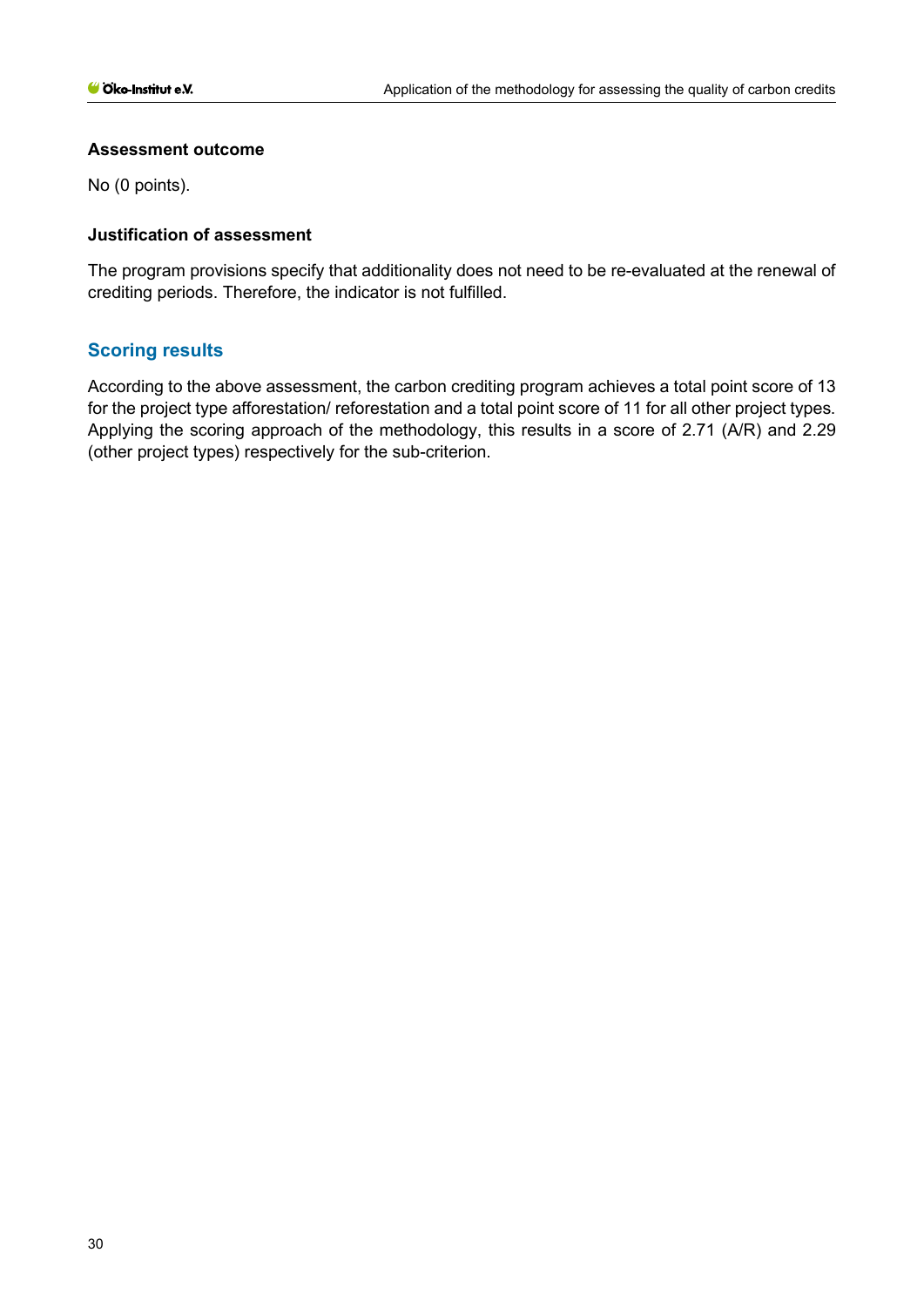**Assessment outcome**

No (0 points).

**Justification of assessment**

The program provisions specify that additionality does not need to be re-evaluated at the renewal of crediting periods. Therefore, the indicator is not fulfilled.

## Scoring results

According to the above assessment, the carbon crediting program achieves a total point score of 13 for the project type afforestation/ reforestation and a total point score of 11 for all other project types. Applying the scoring approach of the methodology, this results in a score of 2.71 (A/R) and 2.29 (other project types) respectively for the sub-criterion.